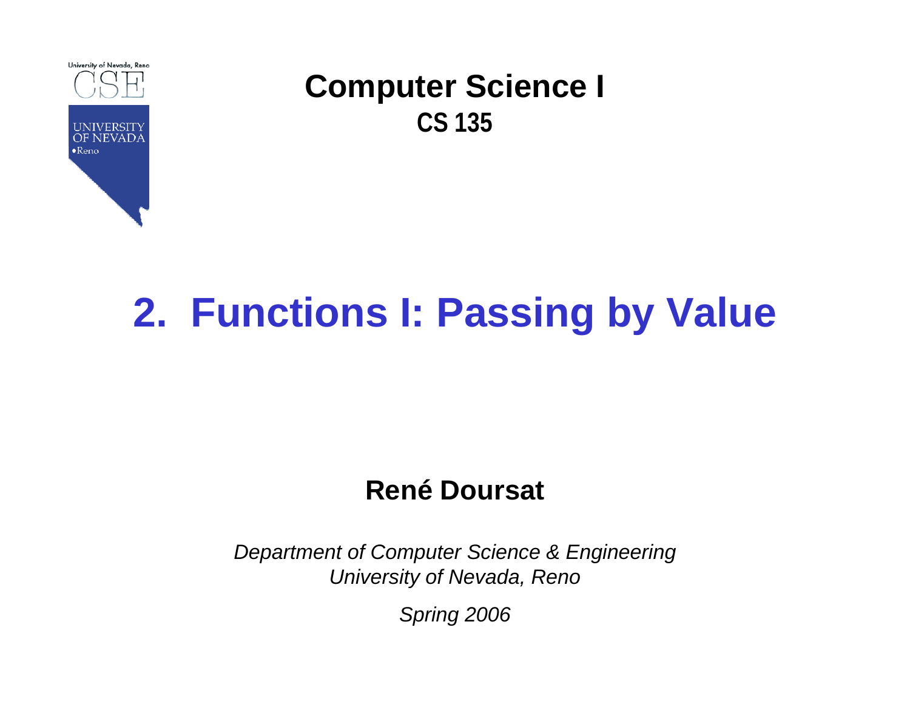University of Nevada, Reno

CSE

UNIVERSITY OF NEVADA • Reno

**Computer Science I**

**CS 135**

# 2. Functions I: Passing by Value

**René Doursat**

*Department of Computer Science & Engineering*
*University of Nevada, Reno*

*Spring 2006*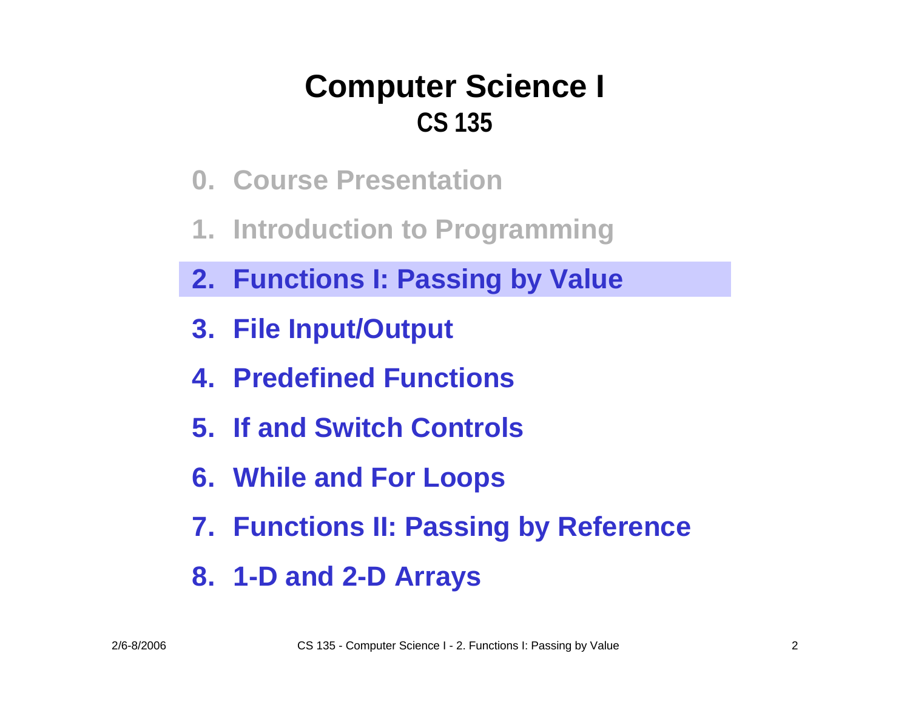# Computer Science I
## CS 135

0. Course Presentation
1. Introduction to Programming
2. **Functions I: Passing by Value**
3. File Input/Output
4. Predefined Functions
5. If and Switch Controls
6. While and For Loops
7. Functions II: Passing by Reference
8. 1-D and 2-D Arrays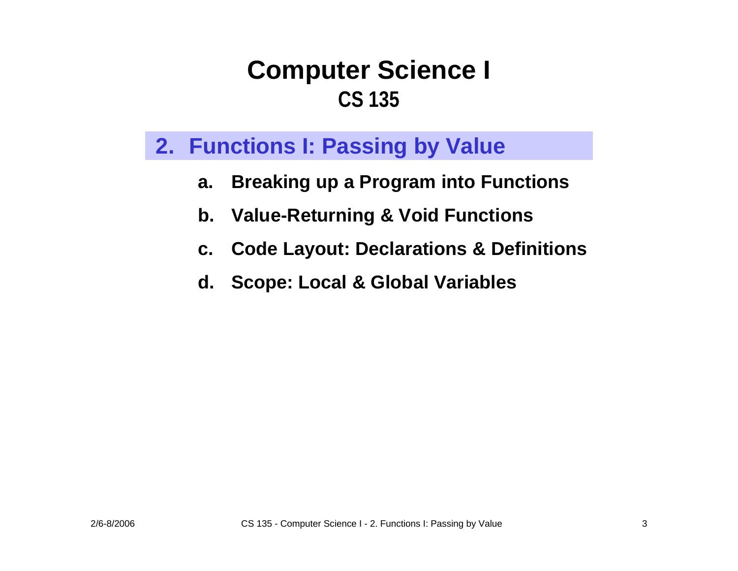# Computer Science I
## CS 135

## 2. Functions I: Passing by Value

a. **Breaking up a Program into Functions**

b. **Value-Returning & Void Functions**

c. **Code Layout: Declarations & Definitions**

d. **Scope: Local & Global Variables**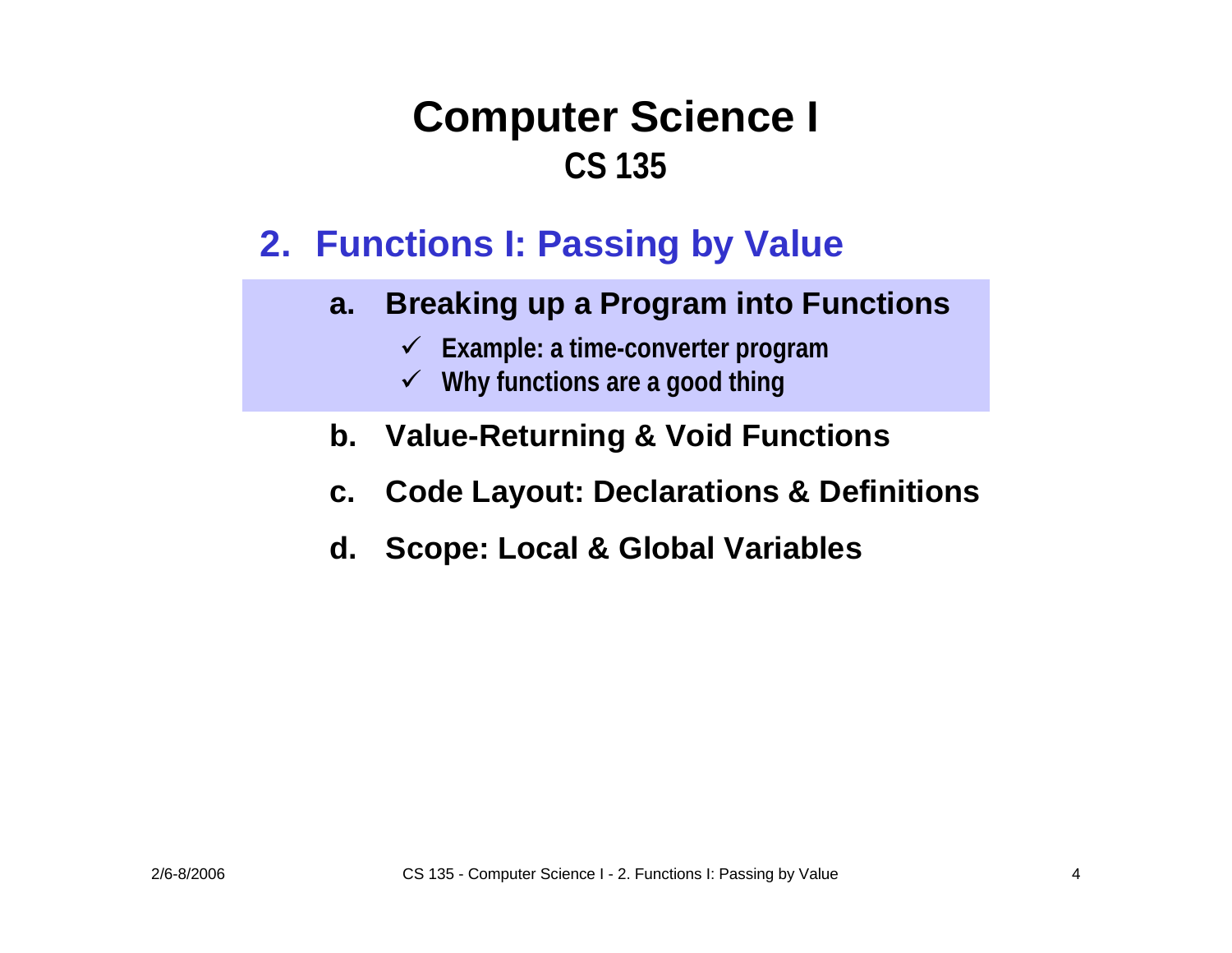# Computer Science I
## CS 135

## 2. Functions I: Passing by Value

**a. Breaking up a Program into Functions**

- ✓ **Example: a time-converter program**
- ✓ **Why functions are a good thing**

**b. Value-Returning & Void Functions**

**c. Code Layout: Declarations & Definitions**

**d. Scope: Local & Global Variables**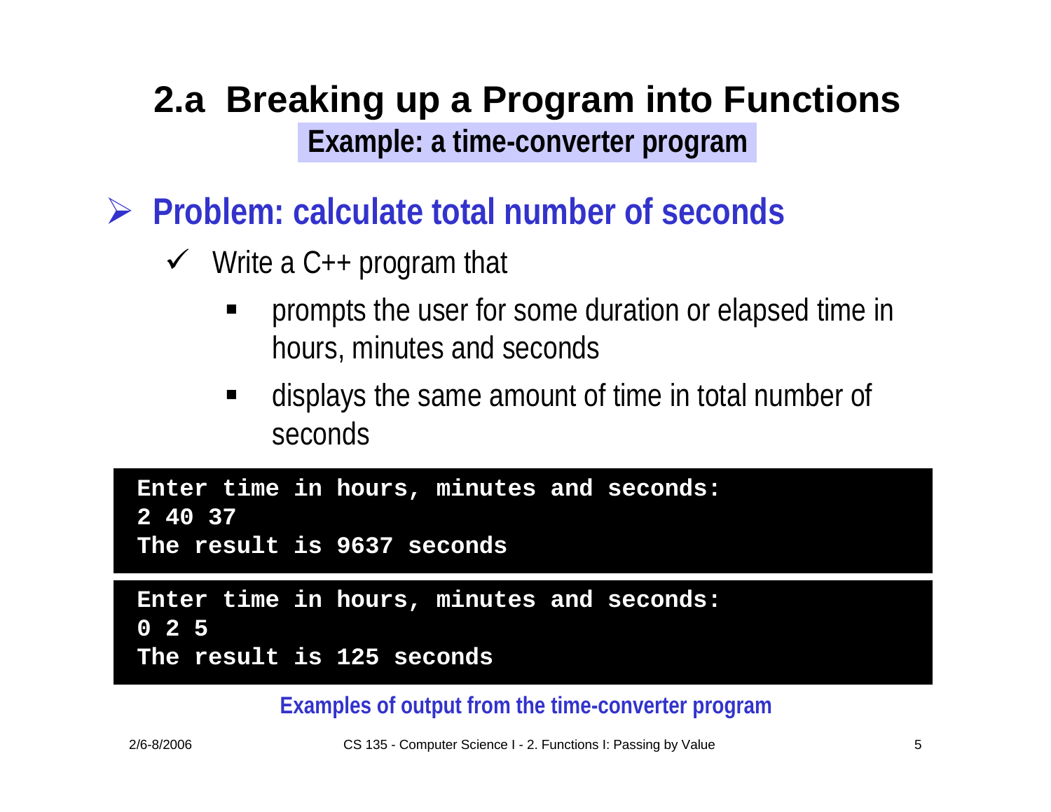# 2.a Breaking up a Program into Functions

## Example: a time-converter program

- **Problem: calculate total number of seconds**
  - Write a C++ program that
    - prompts the user for some duration or elapsed time in hours, minutes and seconds
    - displays the same amount of time in total number of seconds

```
Enter time in hours, minutes and seconds:
2 40 37
The result is 9637 seconds
```

```
Enter time in hours, minutes and seconds:
0 2 5
The result is 125 seconds
```

**Examples of output from the time-converter program**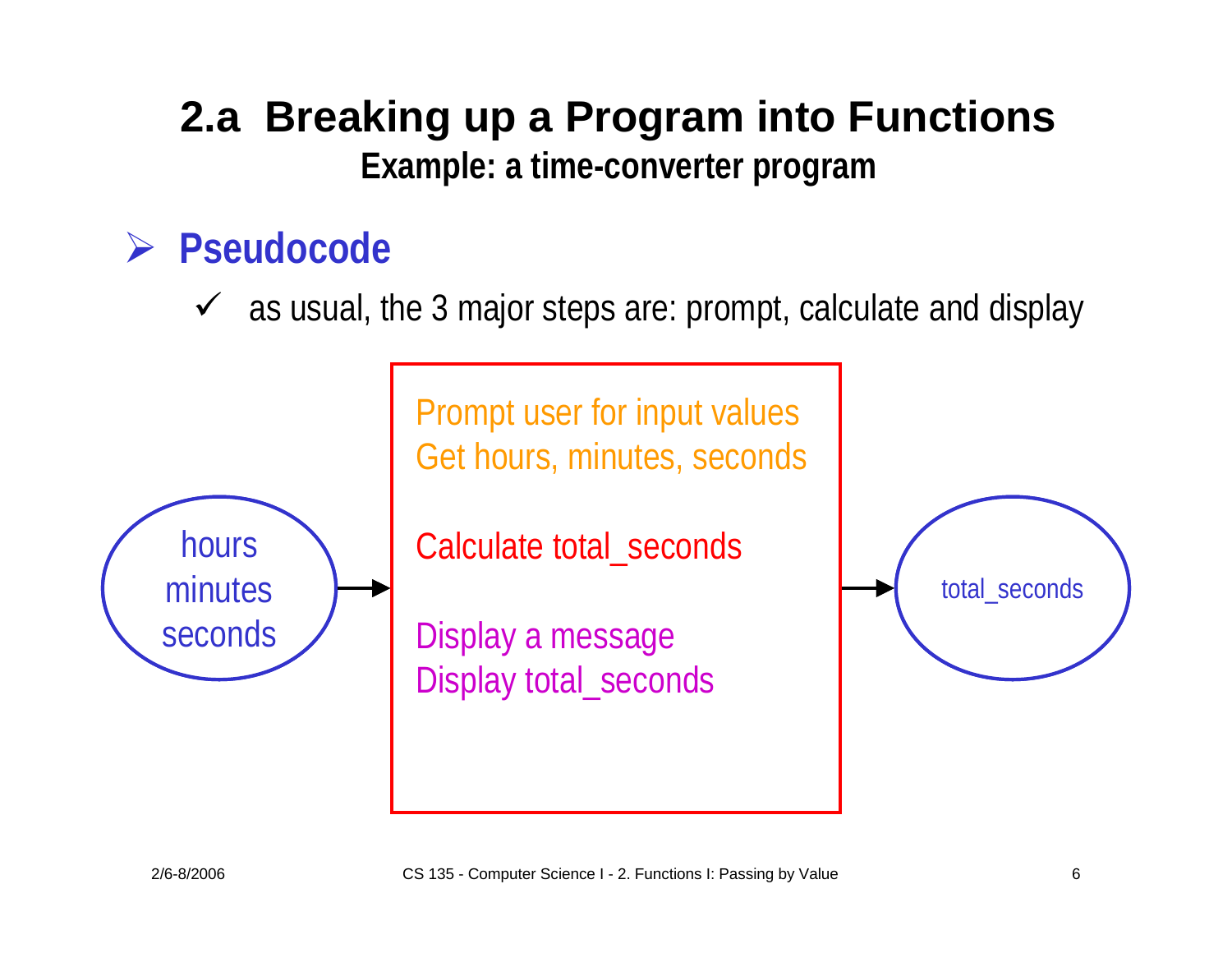# 2.a Breaking up a Program into Functions

## Example: a time-converter program

- **Pseudocode**
  - ✓ as usual, the 3 major steps are: prompt, calculate and display

hours
minutes
seconds

→

Prompt user for input values
Get hours, minutes, seconds

Calculate total_seconds

Display a message
Display total_seconds

→

total_seconds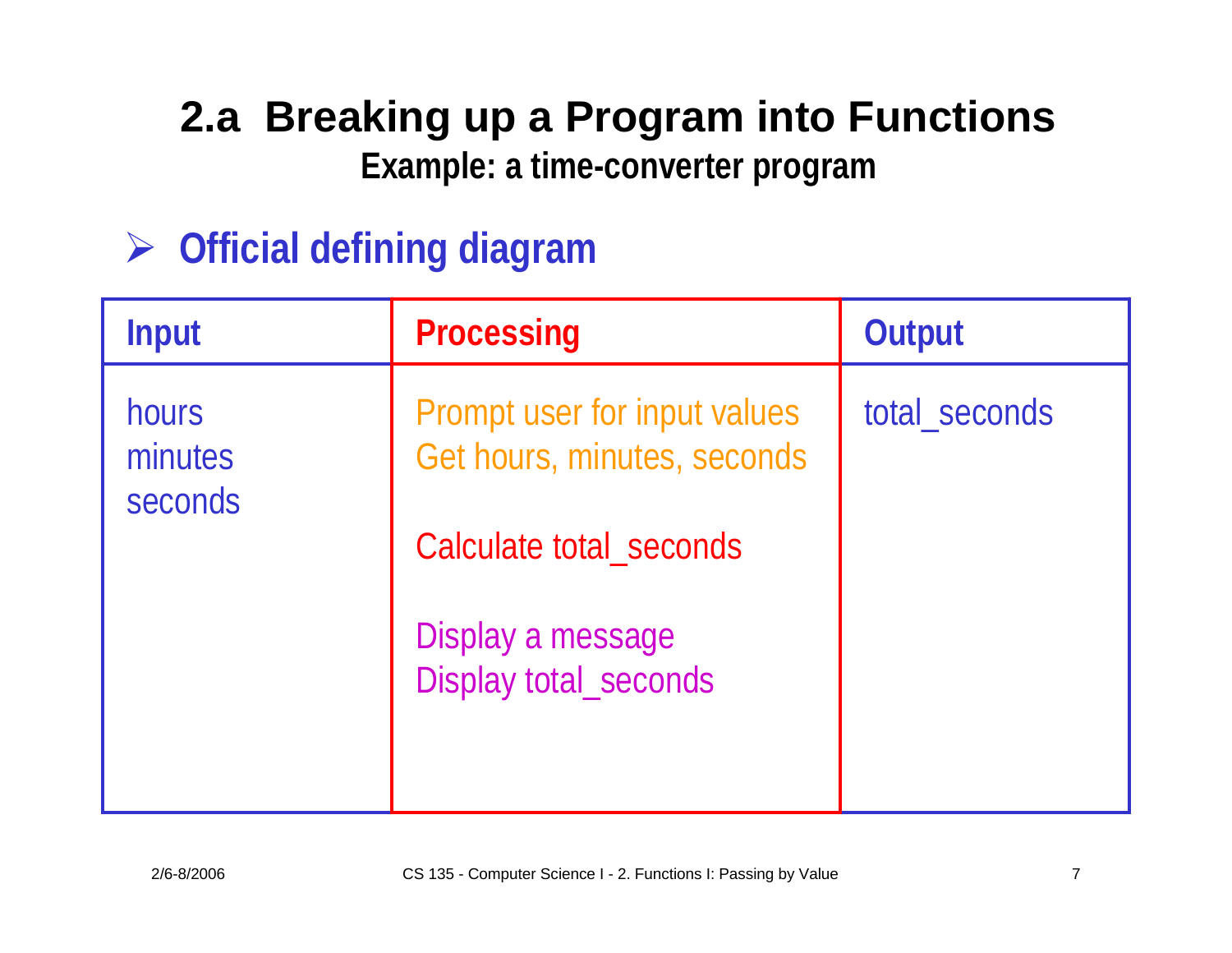# 2.a Breaking up a Program into Functions

## Example: a time-converter program

- **Official defining diagram**

| Input | Processing | Output |
|---|---|---|
| hours<br>minutes<br>seconds | Prompt user for input values<br>Get hours, minutes, seconds<br><br>Calculate total_seconds<br><br>Display a message<br>Display total_seconds | total_seconds |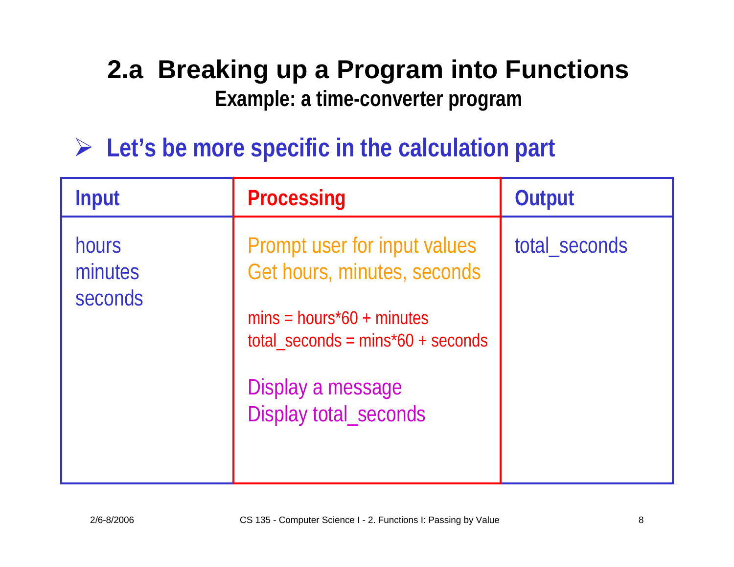# 2.a Breaking up a Program into Functions

## Example: a time-converter program

- **Let's be more specific in the calculation part**

| Input | Processing | Output |
|---|---|---|
| hours<br>minutes<br>seconds | Prompt user for input values<br>Get hours, minutes, seconds<br><br>mins = hours*60 + minutes<br>total_seconds = mins*60 + seconds<br><br>Display a message<br>Display total_seconds | total_seconds |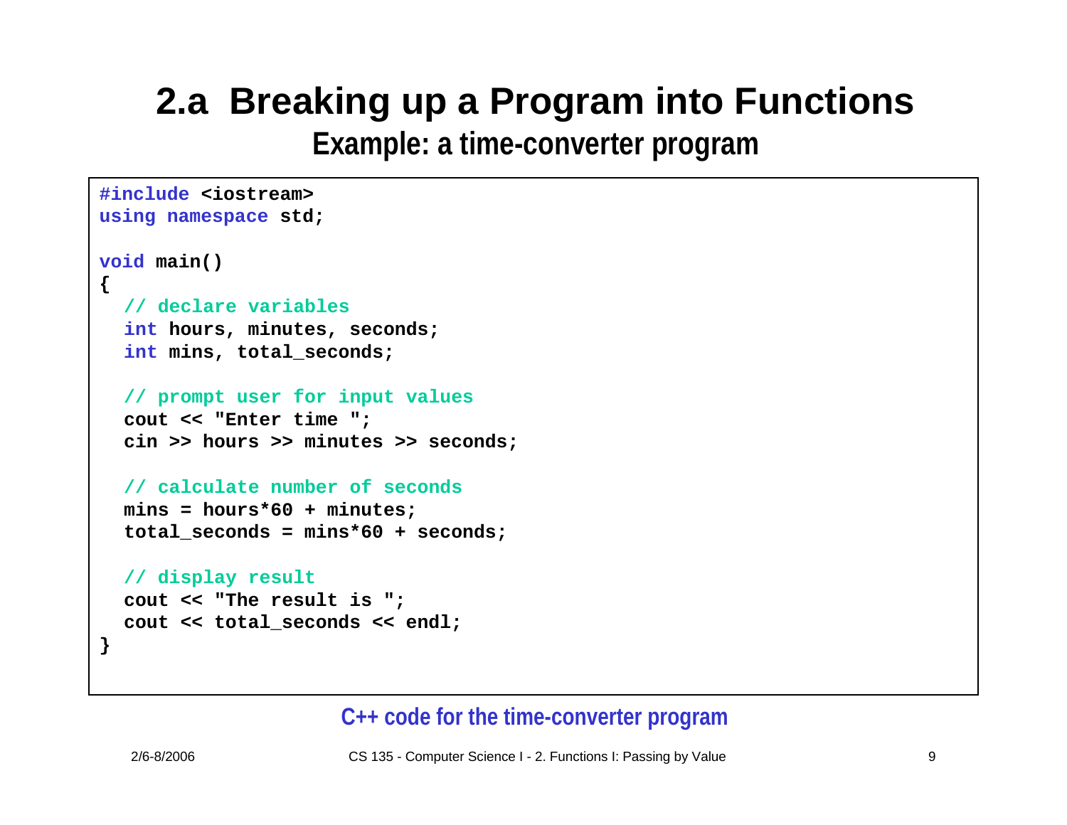# 2.a Breaking up a Program into Functions

## Example: a time-converter program

```
#include <iostream>
using namespace std;

void main()
{
  // declare variables
  int hours, minutes, seconds;
  int mins, total_seconds;

  // prompt user for input values
  cout << "Enter time ";
  cin >> hours >> minutes >> seconds;

  // calculate number of seconds
  mins = hours*60 + minutes;
  total_seconds = mins*60 + seconds;

  // display result
  cout << "The result is ";
  cout << total_seconds << endl;
}
```

C++ code for the time-converter program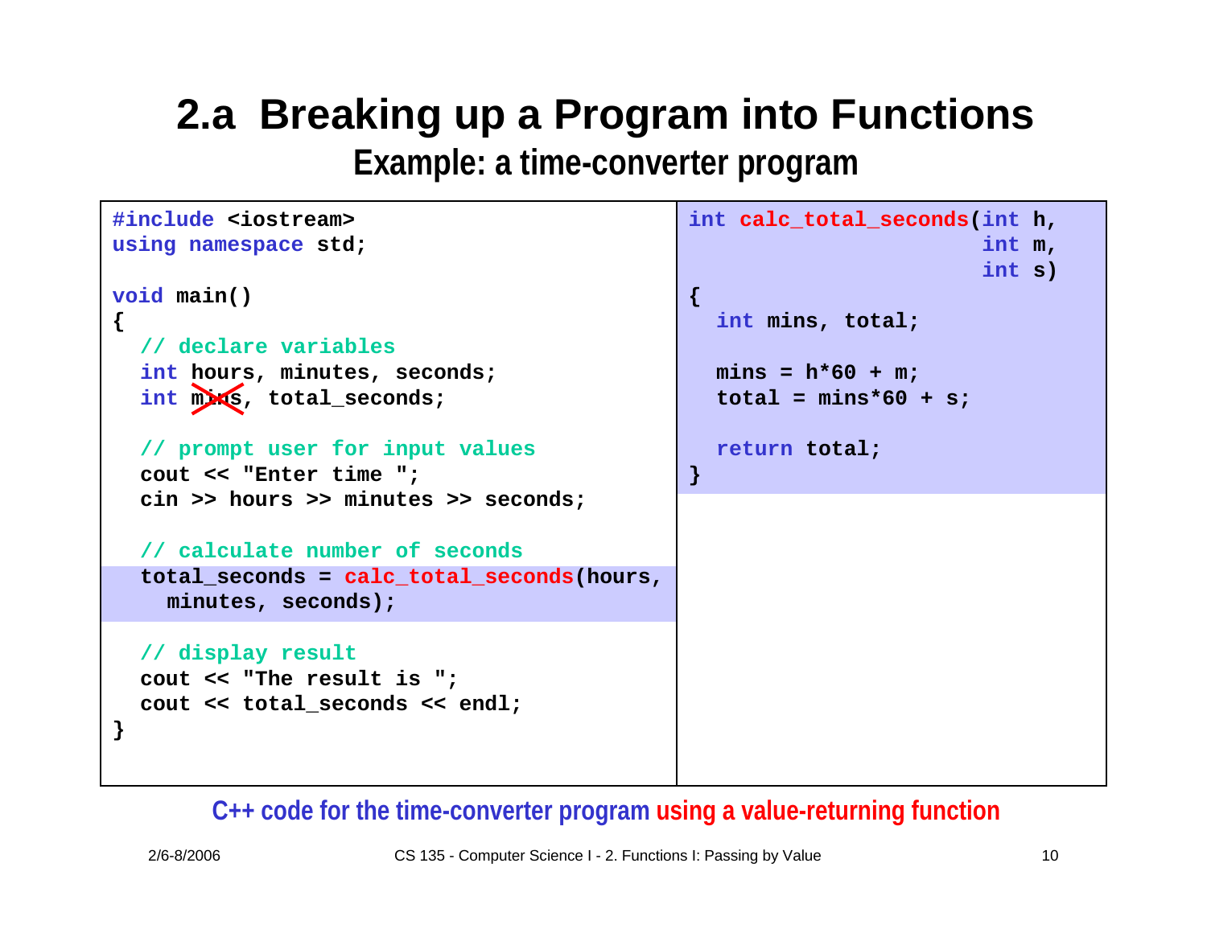# 2.a Breaking up a Program into Functions

## Example: a time-converter program

```
#include <iostream>
using namespace std;

void main()
{
  // declare variables
  int hours, minutes, seconds;
  int mins, total_seconds;

  // prompt user for input values
  cout << "Enter time ";
  cin >> hours >> minutes >> seconds;

  // calculate number of seconds
  total_seconds = calc_total_seconds(hours,
    minutes, seconds);

  // display result
  cout << "The result is ";
  cout << total_seconds << endl;
}
```

(Note: `mins` in the declaration `int mins, total_seconds;` is crossed out.)

```
int calc_total_seconds(int h,
                       int m,
                       int s)
{
  int mins, total;

  mins = h*60 + m;
  total = mins*60 + s;

  return total;
}
```

C++ code for the time-converter program using a value-returning function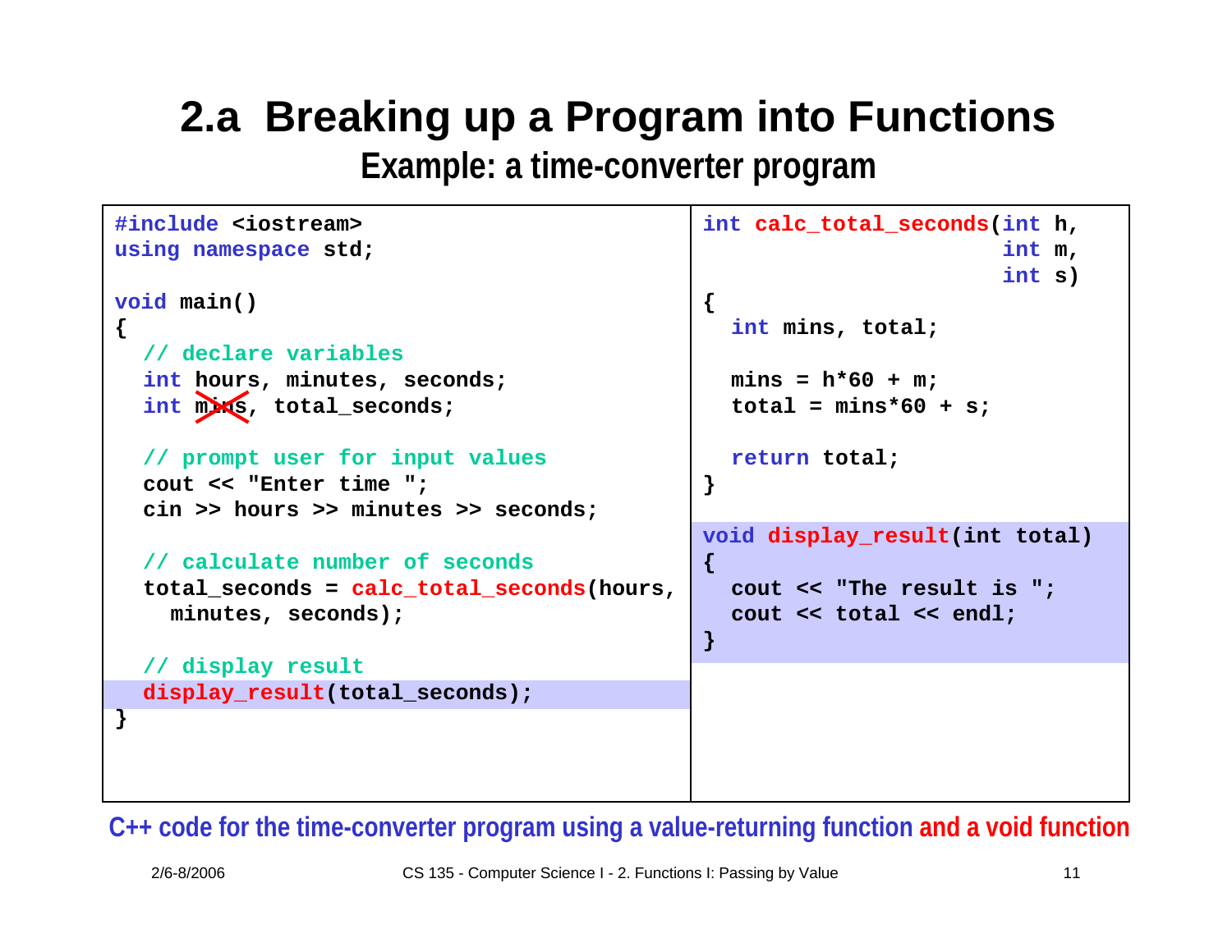# 2.a Breaking up a Program into Functions

## Example: a time-converter program

```
#include <iostream>
using namespace std;

void main()
{
  // declare variables
  int hours, minutes, seconds;
  int mins, total_seconds;

  // prompt user for input values
  cout << "Enter time ";
  cin >> hours >> minutes >> seconds;

  // calculate number of seconds
  total_seconds = calc_total_seconds(hours,
    minutes, seconds);

  // display result
  display_result(total_seconds);
}
```

```
int calc_total_seconds(int h,
                       int m,
                       int s)
{
  int mins, total;

  mins = h*60 + m;
  total = mins*60 + s;

  return total;
}

void display_result(int total)
{
  cout << "The result is ";
  cout << total << endl;
}
```

C++ code for the time-converter program using a value-returning function and a void function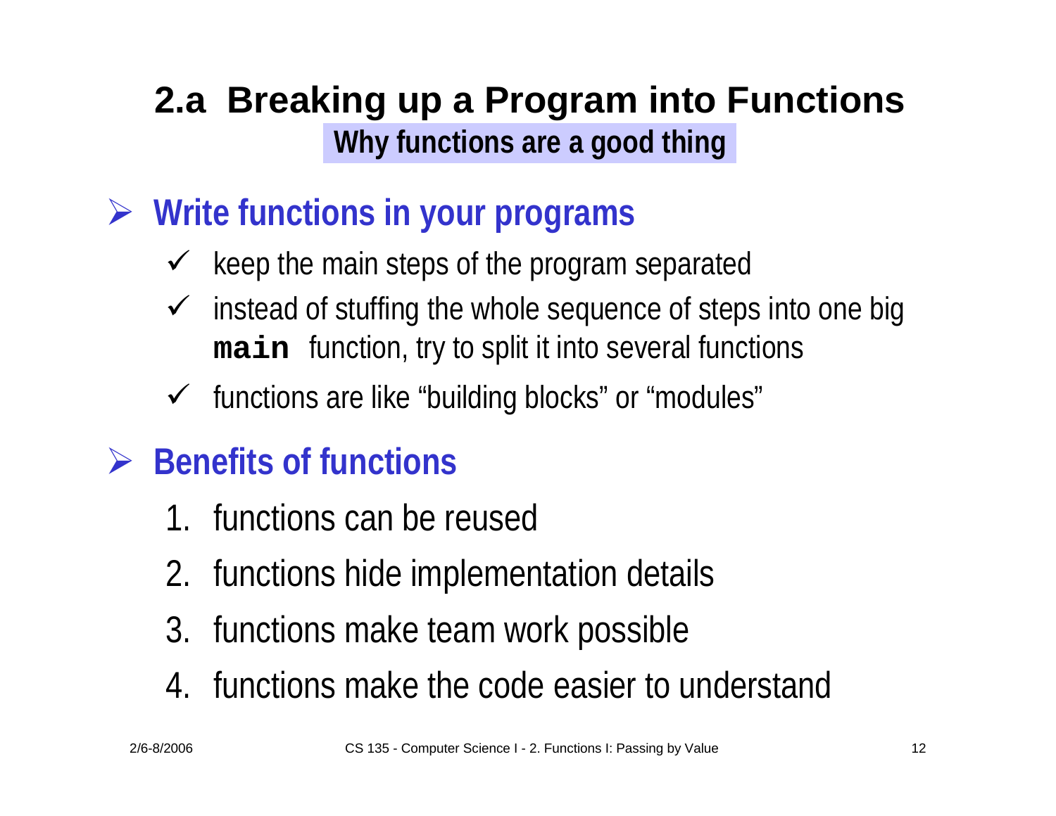# 2.a Breaking up a Program into Functions

## Why functions are a good thing

- **Write functions in your programs**
  - ✓ keep the main steps of the program separated
  - ✓ instead of stuffing the whole sequence of steps into one big **`main`** function, try to split it into several functions
  - ✓ functions are like "building blocks" or "modules"

- **Benefits of functions**
  1. functions can be reused
  2. functions hide implementation details
  3. functions make team work possible
  4. functions make the code easier to understand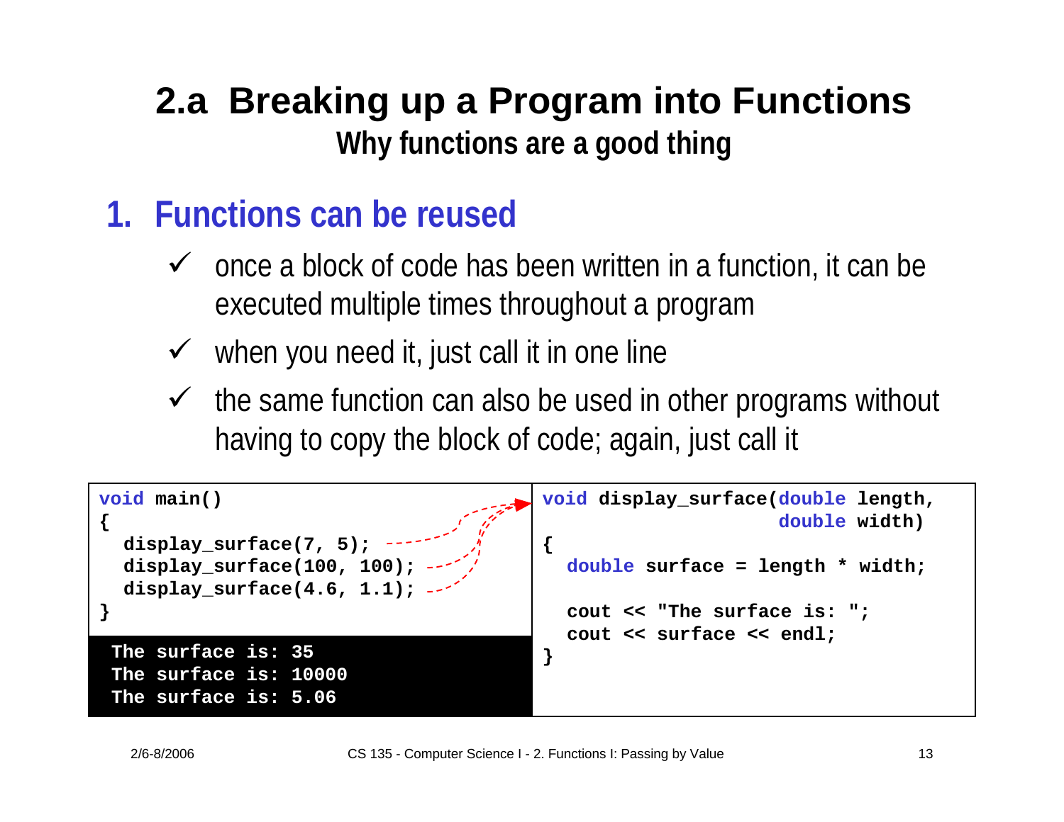# 2.a Breaking up a Program into Functions

## Why functions are a good thing

### 1. Functions can be reused

- ✓ once a block of code has been written in a function, it can be executed multiple times throughout a program
- ✓ when you need it, just call it in one line
- ✓ the same function can also be used in other programs without having to copy the block of code; again, just call it

```
void main()
{
  display_surface(7, 5);
  display_surface(100, 100);
  display_surface(4.6, 1.1);
}
```

```
The surface is: 35
The surface is: 10000
The surface is: 5.06
```

```
void display_surface(double length,
                     double width)
{
  double surface = length * width;

  cout << "The surface is: ";
  cout << surface << endl;
}
```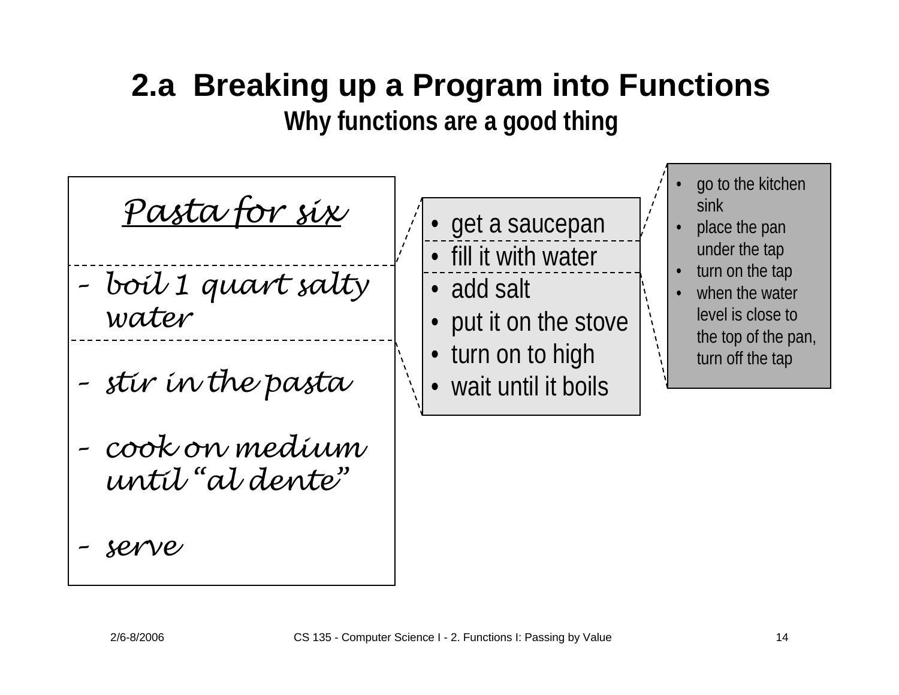# 2.a Breaking up a Program into Functions

## Why functions are a good thing

*Pasta for six*

- *boil 1 quart salty water*
- *stir in the pasta*
- *cook on medium until "al dente"*
- *serve*

---

- get a saucepan
- fill it with water
- add salt
- put it on the stove
- turn on to high
- wait until it boils

---

- go to the kitchen sink
- place the pan under the tap
- turn on the tap
- when the water level is close to the top of the pan, turn off the tap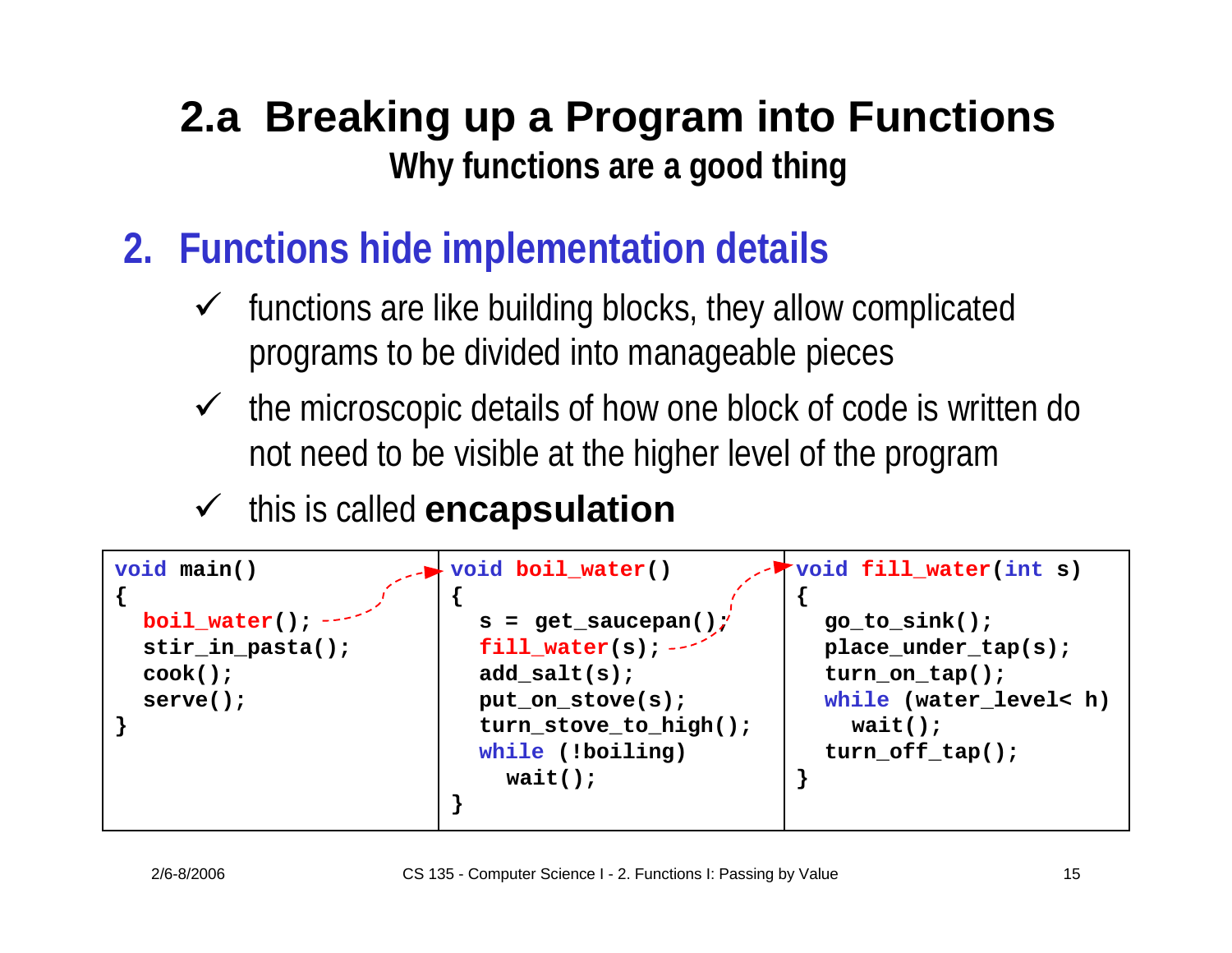# 2.a Breaking up a Program into Functions

## Why functions are a good thing

## 2. Functions hide implementation details

- ✓ functions are like building blocks, they allow complicated programs to be divided into manageable pieces
- ✓ the microscopic details of how one block of code is written do not need to be visible at the higher level of the program
- ✓ this is called **encapsulation**

```
void main()
{
  boil_water();
  stir_in_pasta();
  cook();
  serve();
}
```

```
void boil_water()
{
  s = get_saucepan();
  fill_water(s);
  add_salt(s);
  put_on_stove(s);
  turn_stove_to_high();
  while (!boiling)
    wait();
}
```

```
void fill_water(int s)
{
  go_to_sink();
  place_under_tap(s);
  turn_on_tap();
  while (water_level< h)
    wait();
  turn_off_tap();
}
```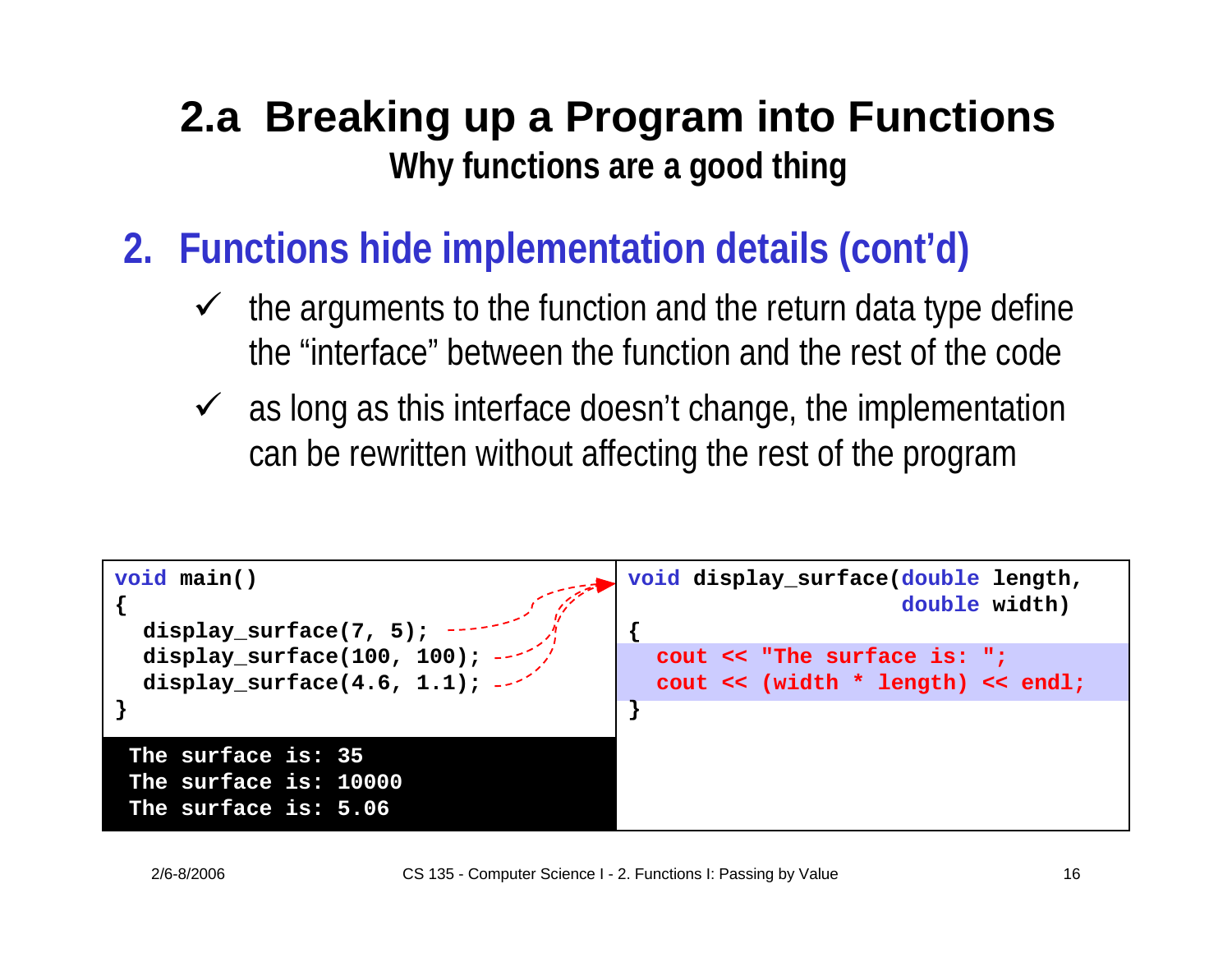# 2.a Breaking up a Program into Functions

### Why functions are a good thing

## 2. Functions hide implementation details (cont'd)

- ✓ the arguments to the function and the return data type define the "interface" between the function and the rest of the code
- ✓ as long as this interface doesn't change, the implementation can be rewritten without affecting the rest of the program

```
void main()
{
  display_surface(7, 5);
  display_surface(100, 100);
  display_surface(4.6, 1.1);
}
```

```
The surface is: 35
The surface is: 10000
The surface is: 5.06
```

```
void display_surface(double length,
                     double width)
{
  cout << "The surface is: ";
  cout << (width * length) << endl;
}
```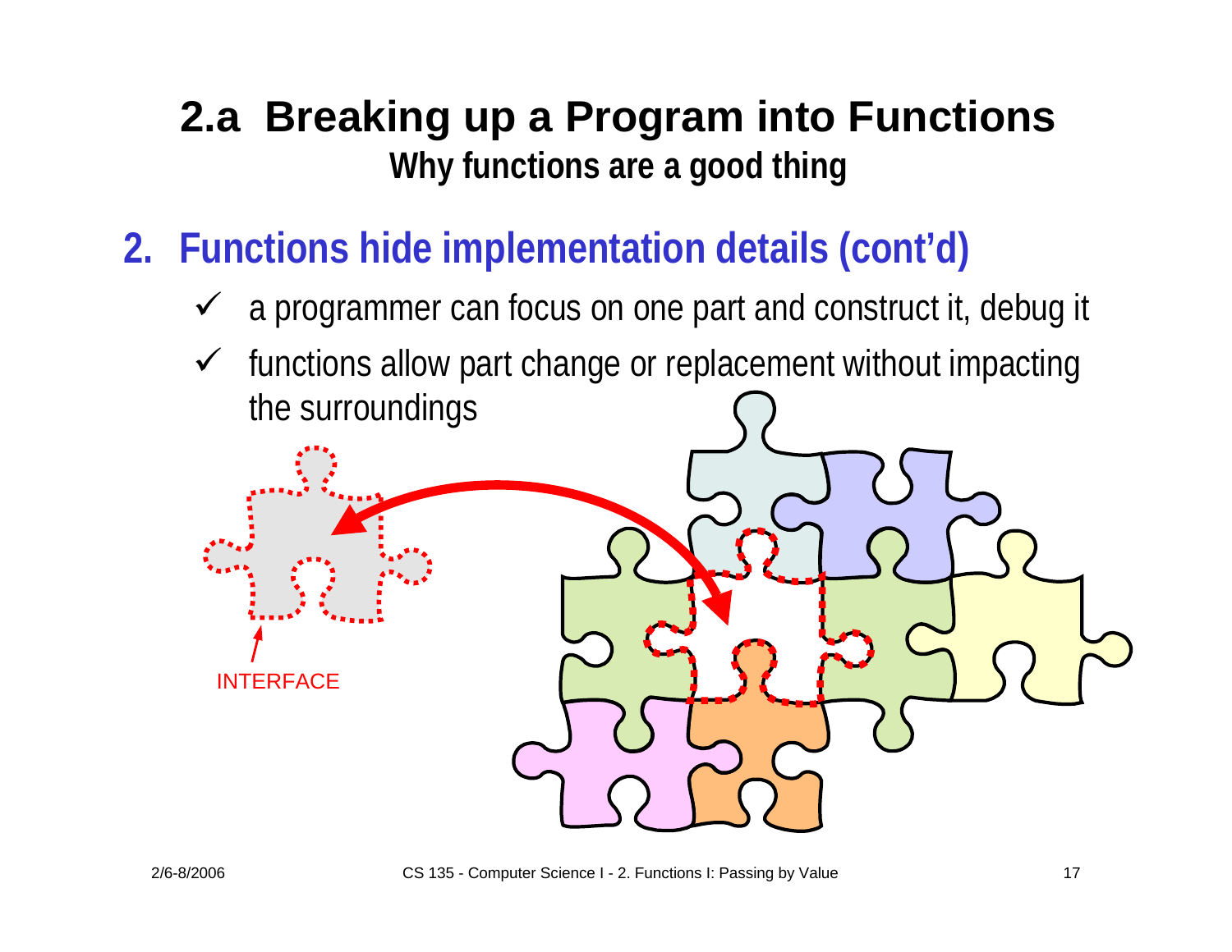# 2.a Breaking up a Program into Functions

## Why functions are a good thing

## 2. Functions hide implementation details (cont'd)

- ✓ a programmer can focus on one part and construct it, debug it
- ✓ functions allow part change or replacement without impacting the surroundings

INTERFACE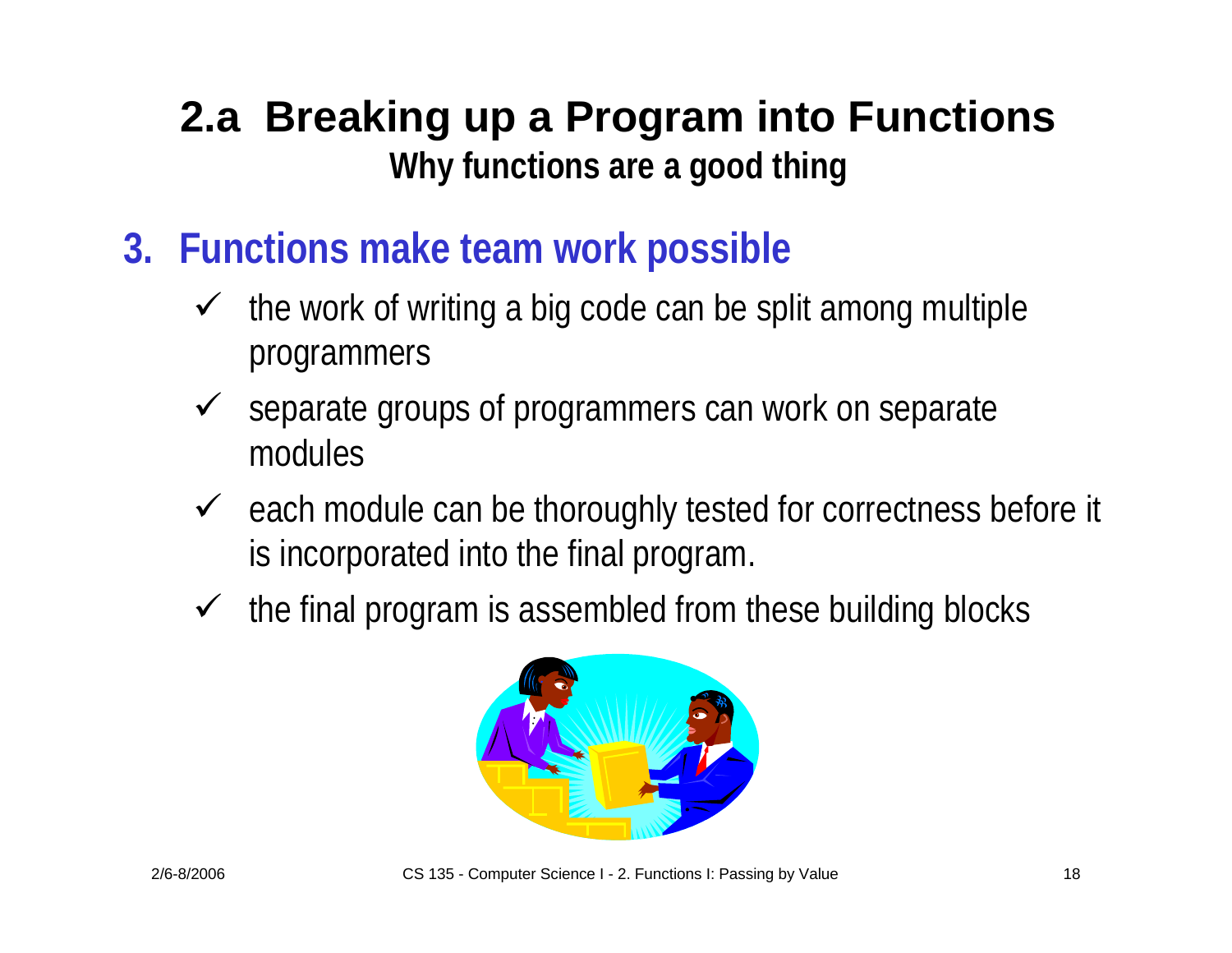# 2.a Breaking up a Program into Functions

## Why functions are a good thing

### 3. Functions make team work possible

- ✓ the work of writing a big code can be split among multiple programmers
- ✓ separate groups of programmers can work on separate modules
- ✓ each module can be thoroughly tested for correctness before it is incorporated into the final program.
- ✓ the final program is assembled from these building blocks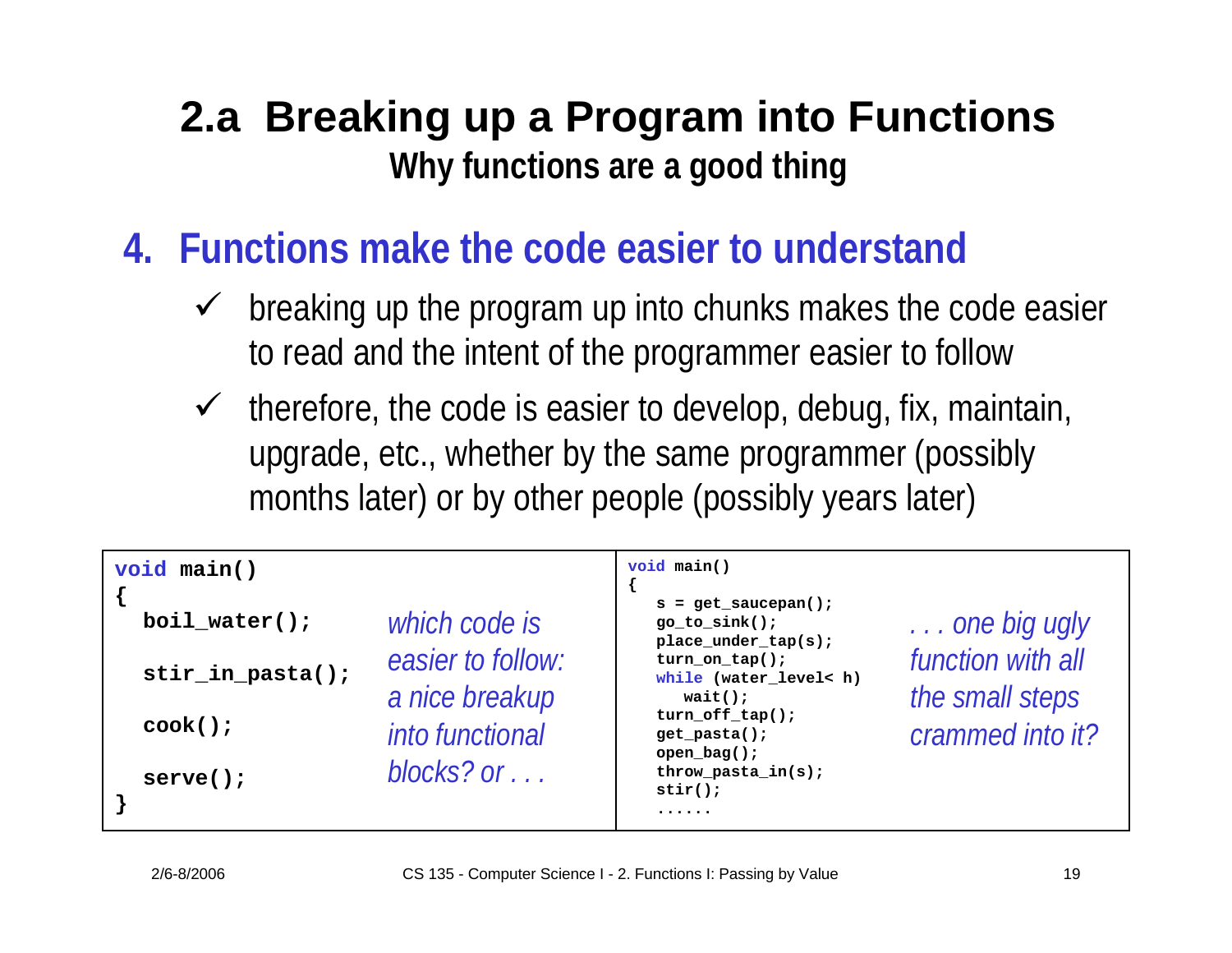# 2.a Breaking up a Program into Functions

## Why functions are a good thing

### 4. Functions make the code easier to understand

- ✓ breaking up the program up into chunks makes the code easier to read and the intent of the programmer easier to follow
- ✓ therefore, the code is easier to develop, debug, fix, maintain, upgrade, etc., whether by the same programmer (possibly months later) or by other people (possibly years later)

```
void main()
{
  boil_water();

  stir_in_pasta();

  cook();

  serve();
}
```

*which code is easier to follow: a nice breakup into functional blocks? or . . .*

```
void main()
{
   s = get_saucepan();
   go_to_sink();
   place_under_tap(s);
   turn_on_tap();
   while (water_level< h)
      wait();
   turn_off_tap();
   get_pasta();
   open_bag();
   throw_pasta_in(s);
   stir();
   ......
```

*. . . one big ugly function with all the small steps crammed into it?*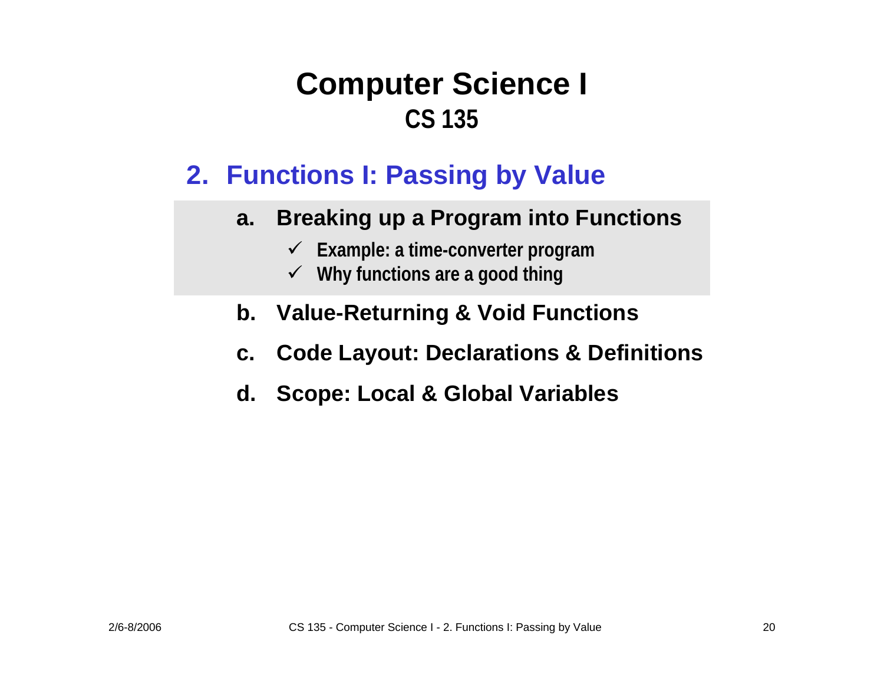# Computer Science I
## CS 135

## 2. Functions I: Passing by Value

a. **Breaking up a Program into Functions**
   - ✓ Example: a time-converter program
   - ✓ Why functions are a good thing

b. **Value-Returning & Void Functions**

c. **Code Layout: Declarations & Definitions**

d. **Scope: Local & Global Variables**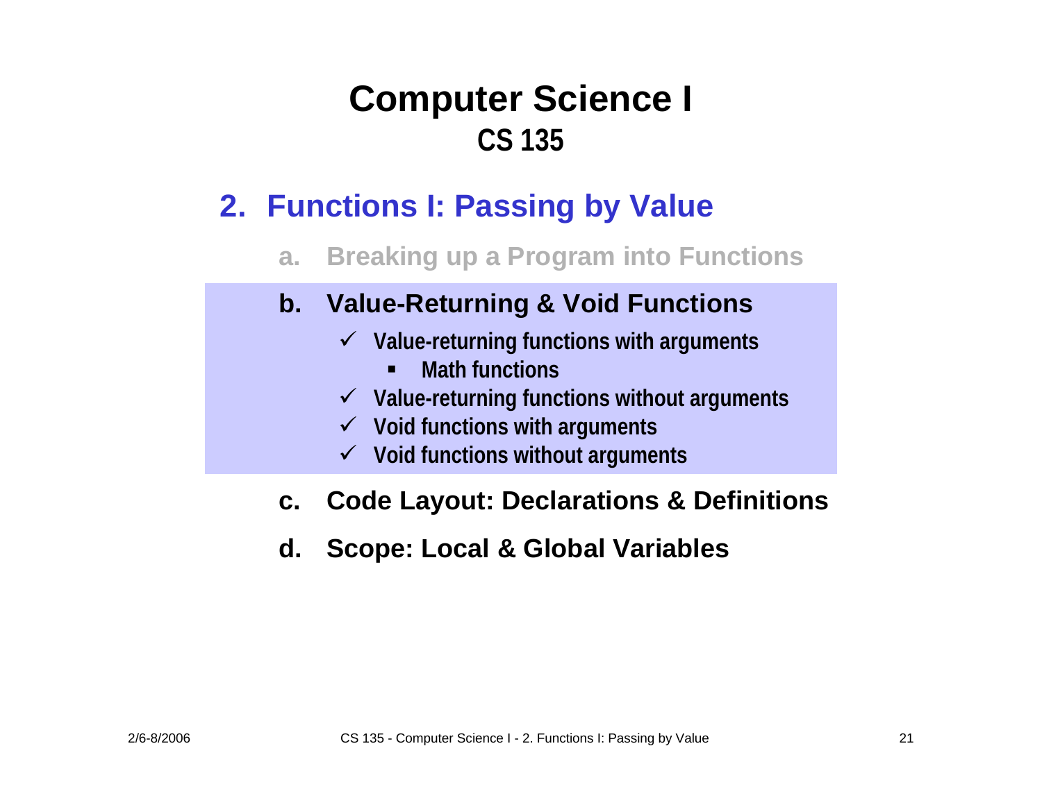# Computer Science I
## CS 135

## 2. Functions I: Passing by Value

a. **Breaking up a Program into Functions**

b. **Value-Returning & Void Functions**
   - ✓ **Value-returning functions with arguments**
     - **Math functions**
   - ✓ **Value-returning functions without arguments**
   - ✓ **Void functions with arguments**
   - ✓ **Void functions without arguments**

c. **Code Layout: Declarations & Definitions**

d. **Scope: Local & Global Variables**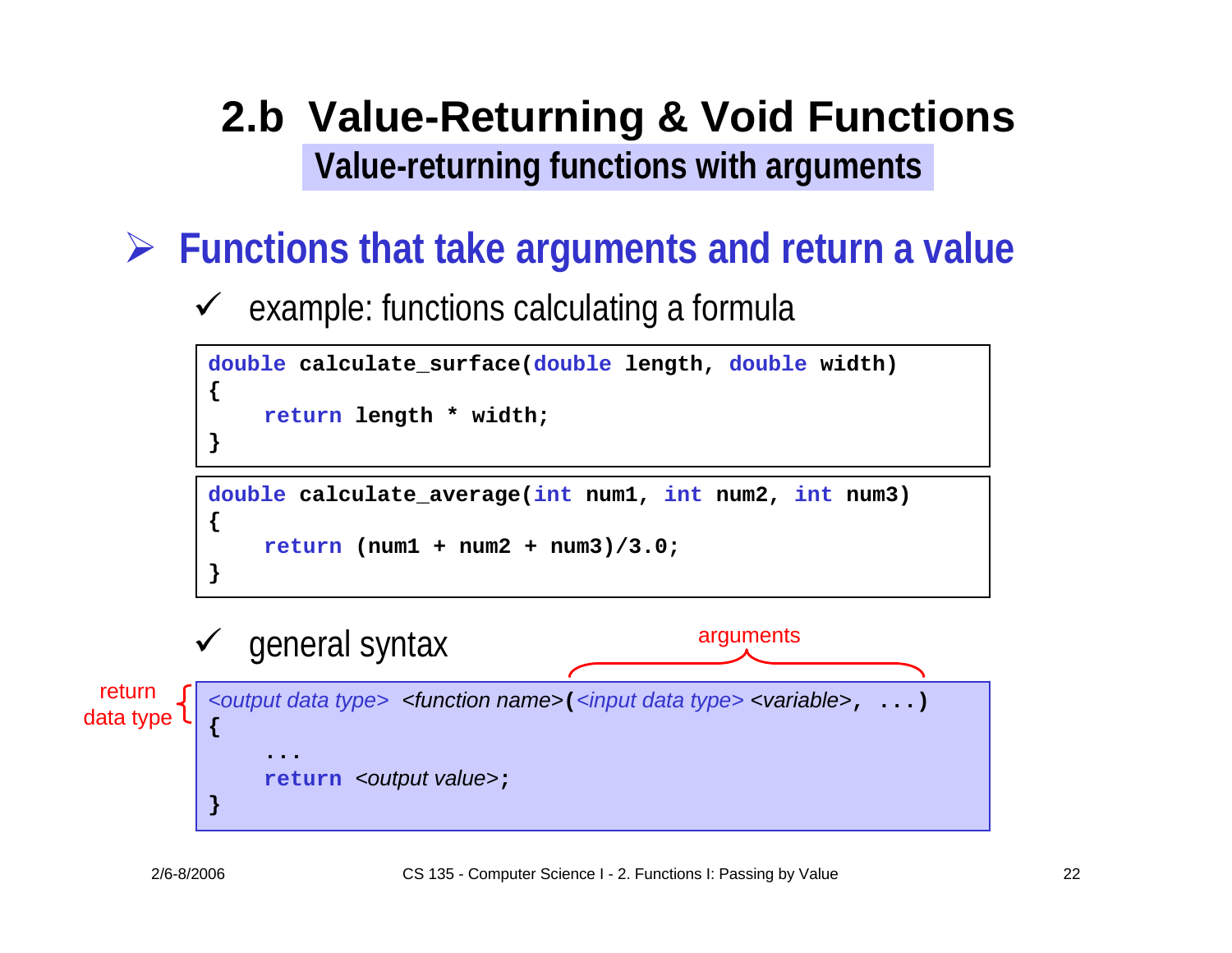# 2.b Value-Returning & Void Functions

## Value-returning functions with arguments

- **Functions that take arguments and return a value**
  - example: functions calculating a formula

```
double calculate_surface(double length, double width)
{
    return length * width;
}
```

```
double calculate_average(int num1, int num2, int num3)
{
    return (num1 + num2 + num3)/3.0;
}
```

  - general syntax

return data type — arguments

```
<output data type> <function name>(<input data type> <variable>, ...)
{
    ...
    return <output value>;
}
```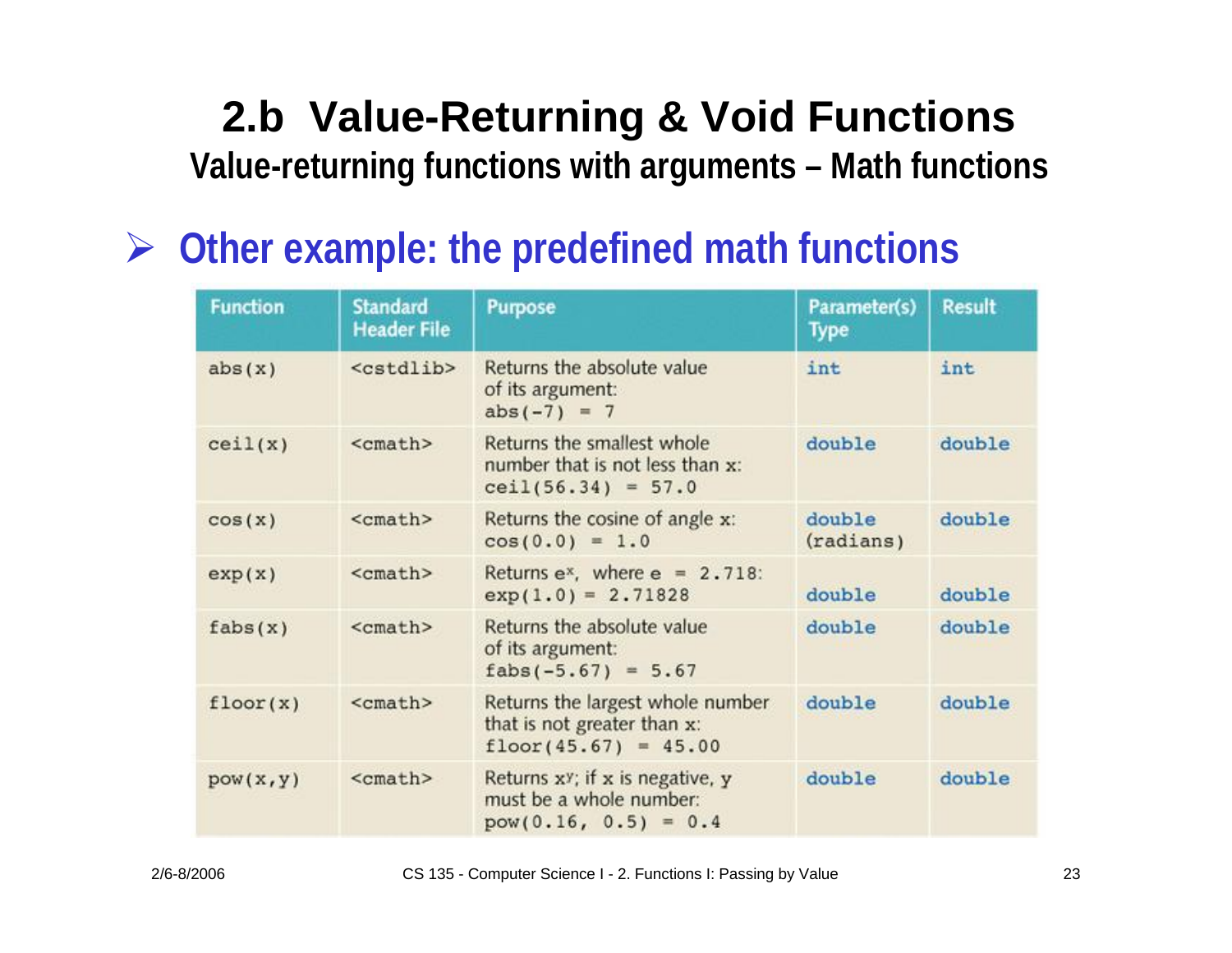## 2.b Value-Returning & Void Functions

### Value-returning functions with arguments – Math functions

- **Other example: the predefined math functions**

| Function | Standard Header File | Purpose | Parameter(s) Type | Result |
|---|---|---|---|---|
| `abs(x)` | `<cstdlib>` | Returns the absolute value of its argument: `abs(-7) = 7` | `int` | `int` |
| `ceil(x)` | `<cmath>` | Returns the smallest whole number that is not less than x: `ceil(56.34) = 57.0` | `double` | `double` |
| `cos(x)` | `<cmath>` | Returns the cosine of angle x: `cos(0.0) = 1.0` | `double` (radians) | `double` |
| `exp(x)` | `<cmath>` | Returns $e^x$, where e = 2.718: `exp(1.0) = 2.71828` | `double` | `double` |
| `fabs(x)` | `<cmath>` | Returns the absolute value of its argument: `fabs(-5.67) = 5.67` | `double` | `double` |
| `floor(x)` | `<cmath>` | Returns the largest whole number that is not greater than x: `floor(45.67) = 45.00` | `double` | `double` |
| `pow(x,y)` | `<cmath>` | Returns $x^y$; if x is negative, y must be a whole number: `pow(0.16, 0.5) = 0.4` | `double` | `double` |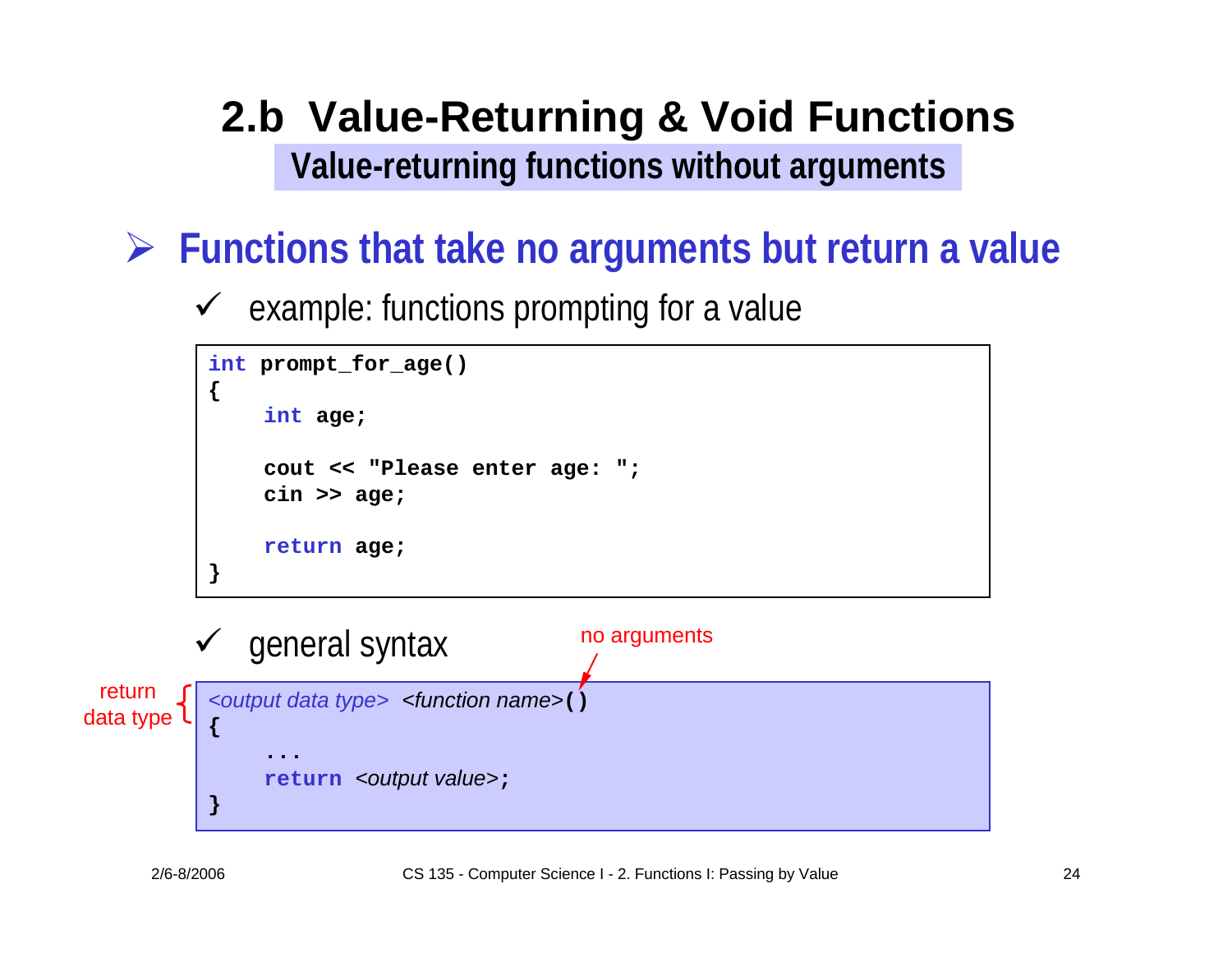# 2.b Value-Returning & Void Functions

## Value-returning functions without arguments

- **Functions that take no arguments but return a value**
  - ✓ example: functions prompting for a value

```
int prompt_for_age()
{
    int age;

    cout << "Please enter age: ";
    cin >> age;

    return age;
}
```

  - ✓ general syntax

no arguments

return data type

```
<output data type>  <function name>()
{
    ...
    return <output value>;
}
```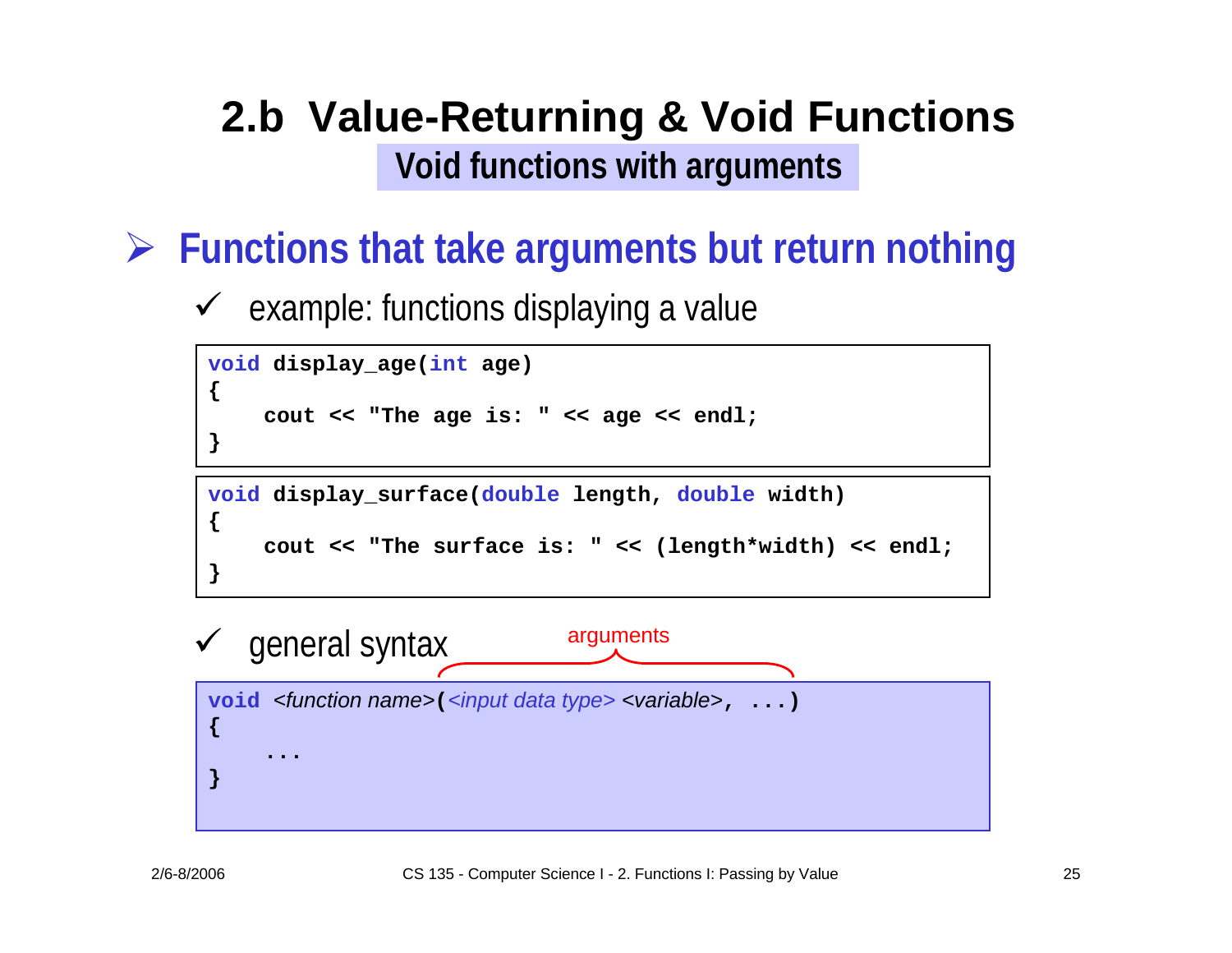# 2.b Value-Returning & Void Functions

## Void functions with arguments

- **Functions that take arguments but return nothing**
  - example: functions displaying a value

```
void display_age(int age)
{
    cout << "The age is: " << age << endl;
}
```

```
void display_surface(double length, double width)
{
    cout << "The surface is: " << (length*width) << endl;
}
```

  - general syntax

arguments

```
void <function name>(<input data type> <variable>, ...)
{
    ...
}
```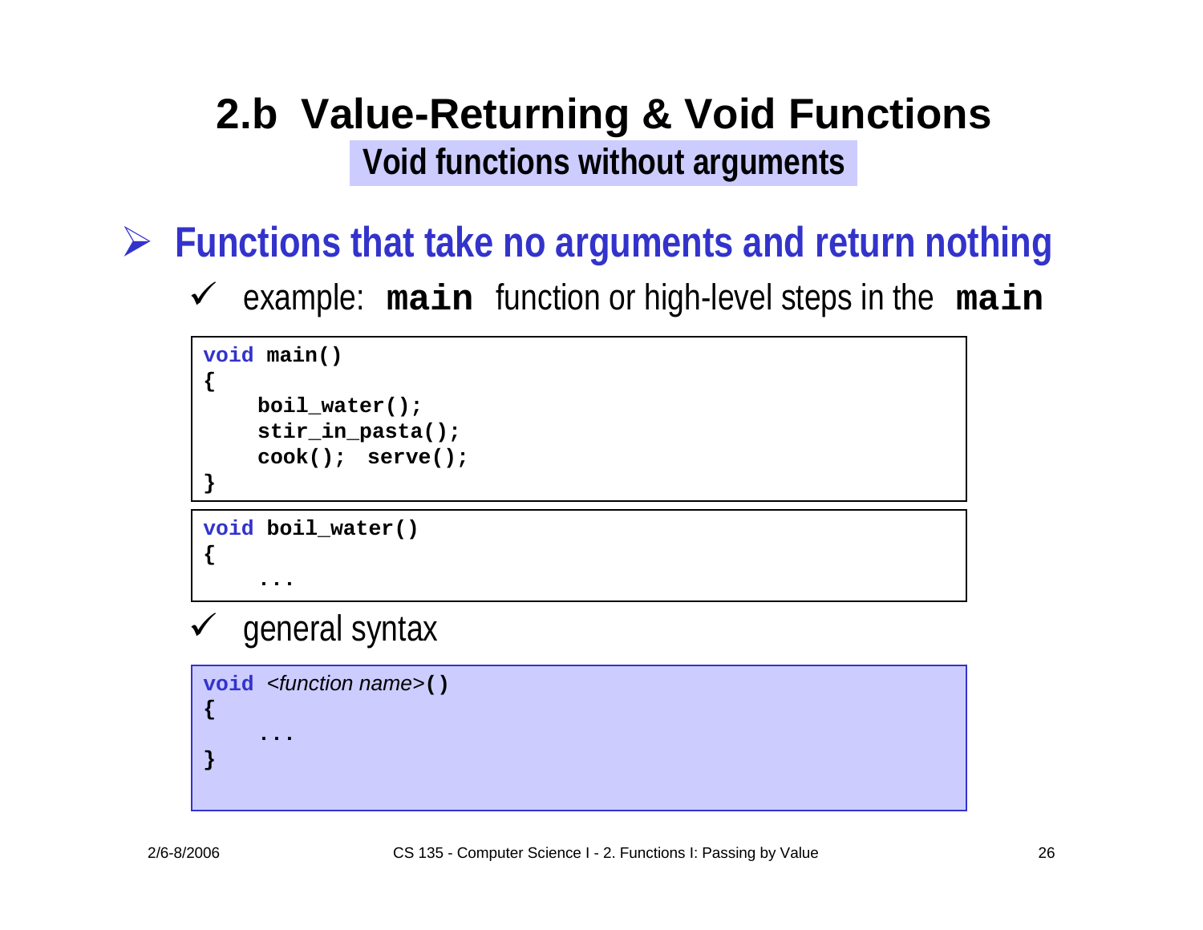# 2.b Value-Returning & Void Functions

## Void functions without arguments

- **Functions that take no arguments and return nothing**
  - ✓ example: **`main`** function or high-level steps in the **`main`**

```
void main()
{
    boil_water();
    stir_in_pasta();
    cook();  serve();
}
```

```
void boil_water()
{
    ...
```

  - ✓ general syntax

```
void <function name>()
{
    ...
}
```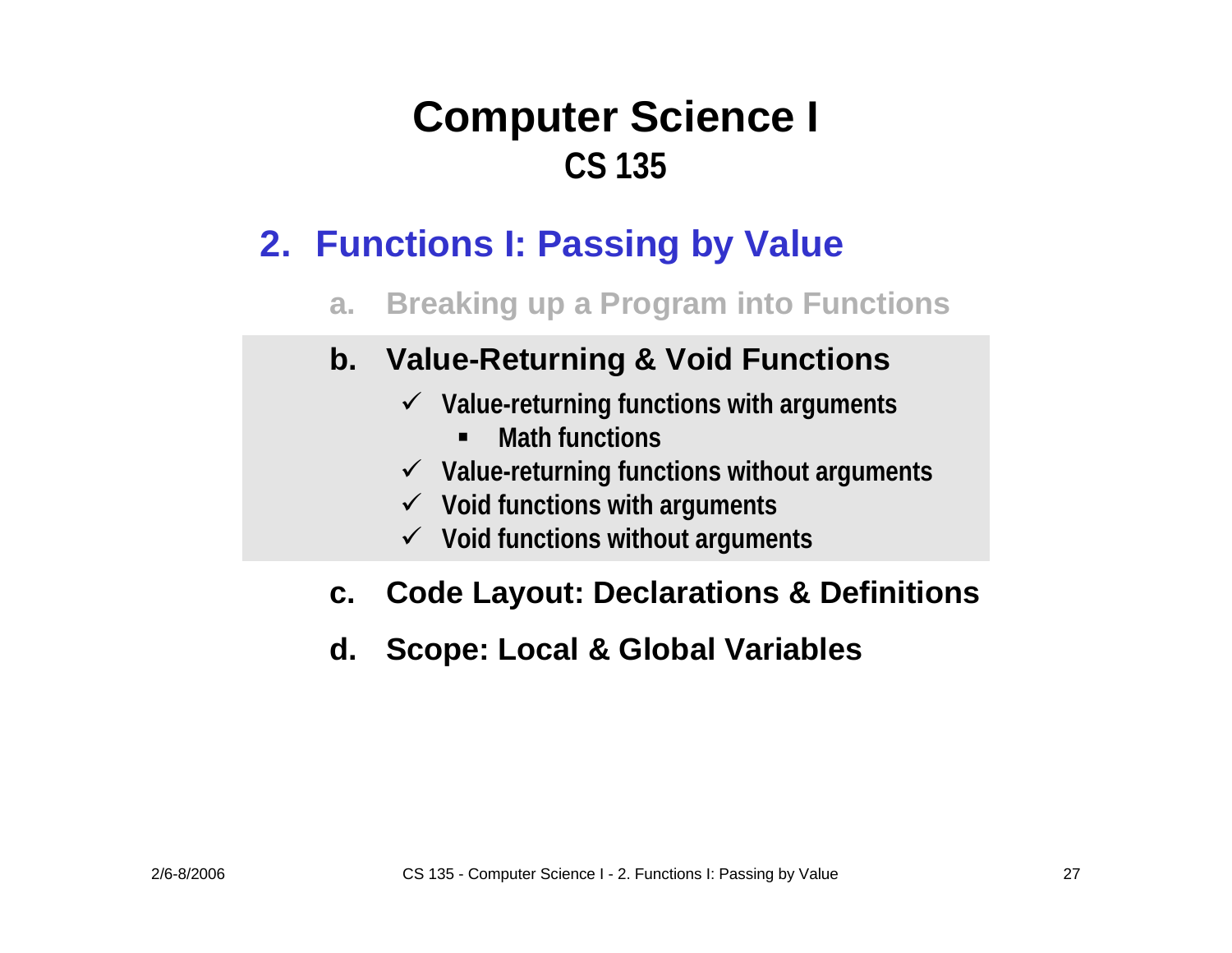# Computer Science I
## CS 135

## 2. Functions I: Passing by Value

a. Breaking up a Program into Functions

b. **Value-Returning & Void Functions**
   - ✓ Value-returning functions with arguments
     - Math functions
   - ✓ Value-returning functions without arguments
   - ✓ Void functions with arguments
   - ✓ Void functions without arguments

c. **Code Layout: Declarations & Definitions**

d. **Scope: Local & Global Variables**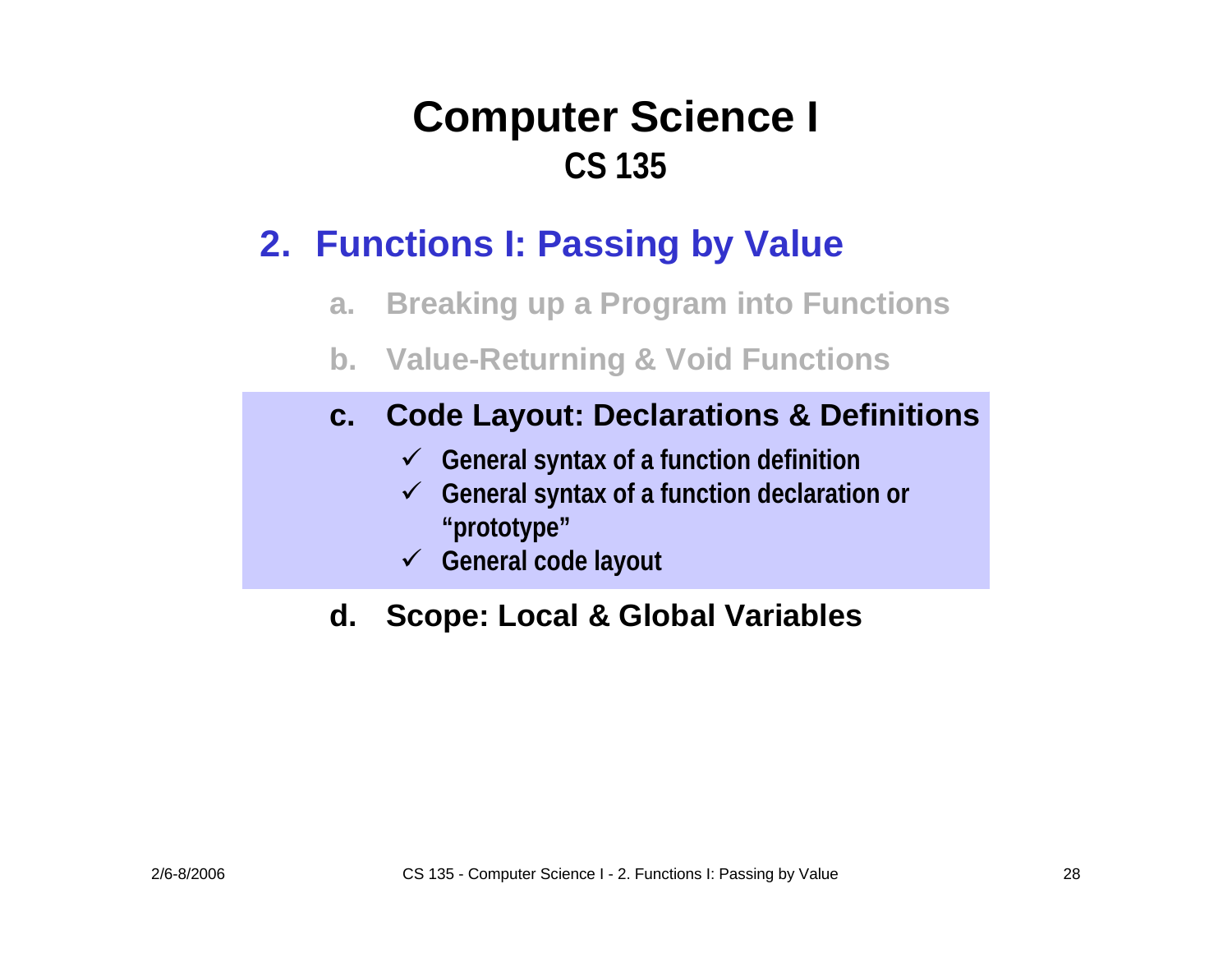# Computer Science I
## CS 135

## 2. Functions I: Passing by Value

a. Breaking up a Program into Functions

b. Value-Returning & Void Functions

c. **Code Layout: Declarations & Definitions**

- ✓ **General syntax of a function definition**
- ✓ **General syntax of a function declaration or "prototype"**
- ✓ **General code layout**

d. **Scope: Local & Global Variables**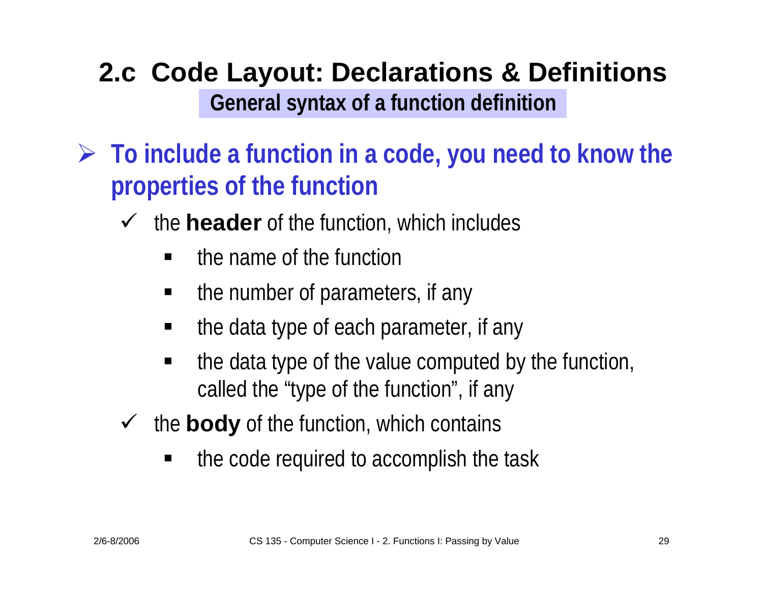## 2.c Code Layout: Declarations & Definitions

### General syntax of a function definition

- **To include a function in a code, you need to know the properties of the function**
  - the **header** of the function, which includes
    - the name of the function
    - the number of parameters, if any
    - the data type of each parameter, if any
    - the data type of the value computed by the function, called the "type of the function", if any
  - the **body** of the function, which contains
    - the code required to accomplish the task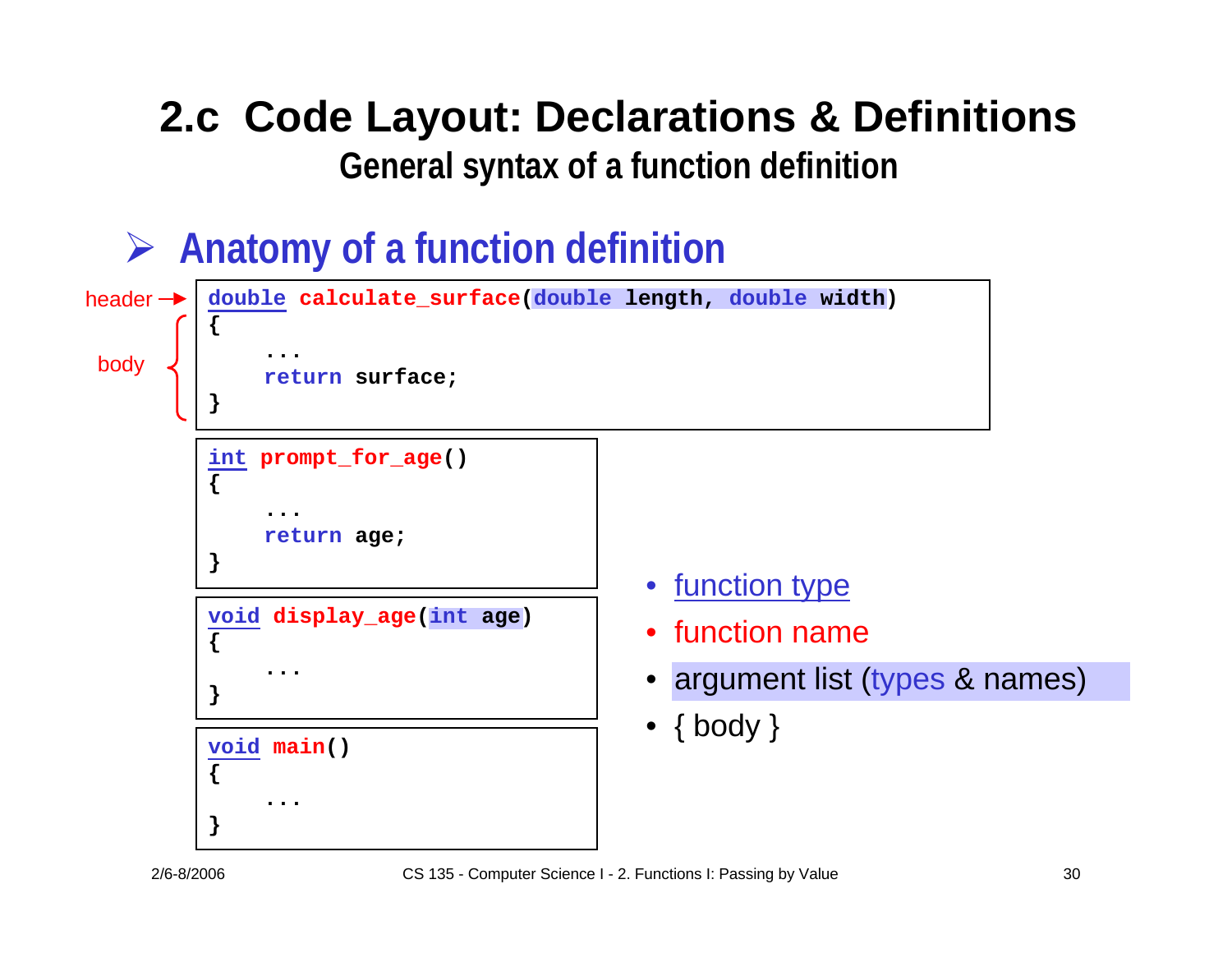# 2.c Code Layout: Declarations & Definitions

## General syntax of a function definition

### ➢ Anatomy of a function definition

header →
body

```
double calculate_surface(double length, double width)
{
    ...
    return surface;
}
```

```
int prompt_for_age()
{
    ...
    return age;
}
```

```
void display_age(int age)
{
    ...
}
```

```
void main()
{
    ...
}
```

- function type
- function name
- argument list (types & names)
- { body }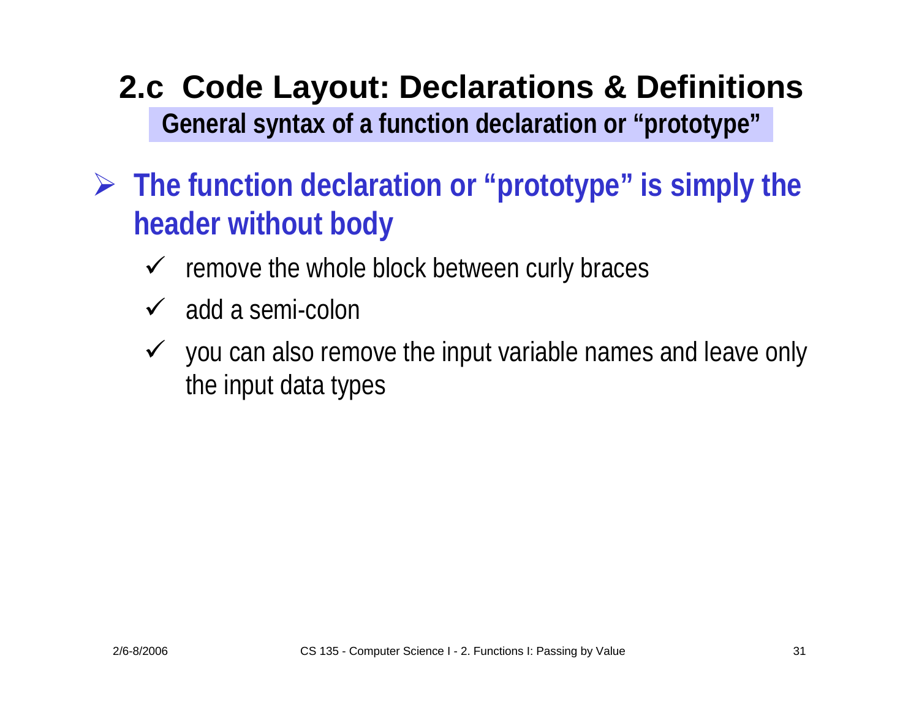# 2.c Code Layout: Declarations & Definitions

## General syntax of a function declaration or "prototype"

- **The function declaration or "prototype" is simply the header without body**
  - remove the whole block between curly braces
  - add a semi-colon
  - you can also remove the input variable names and leave only the input data types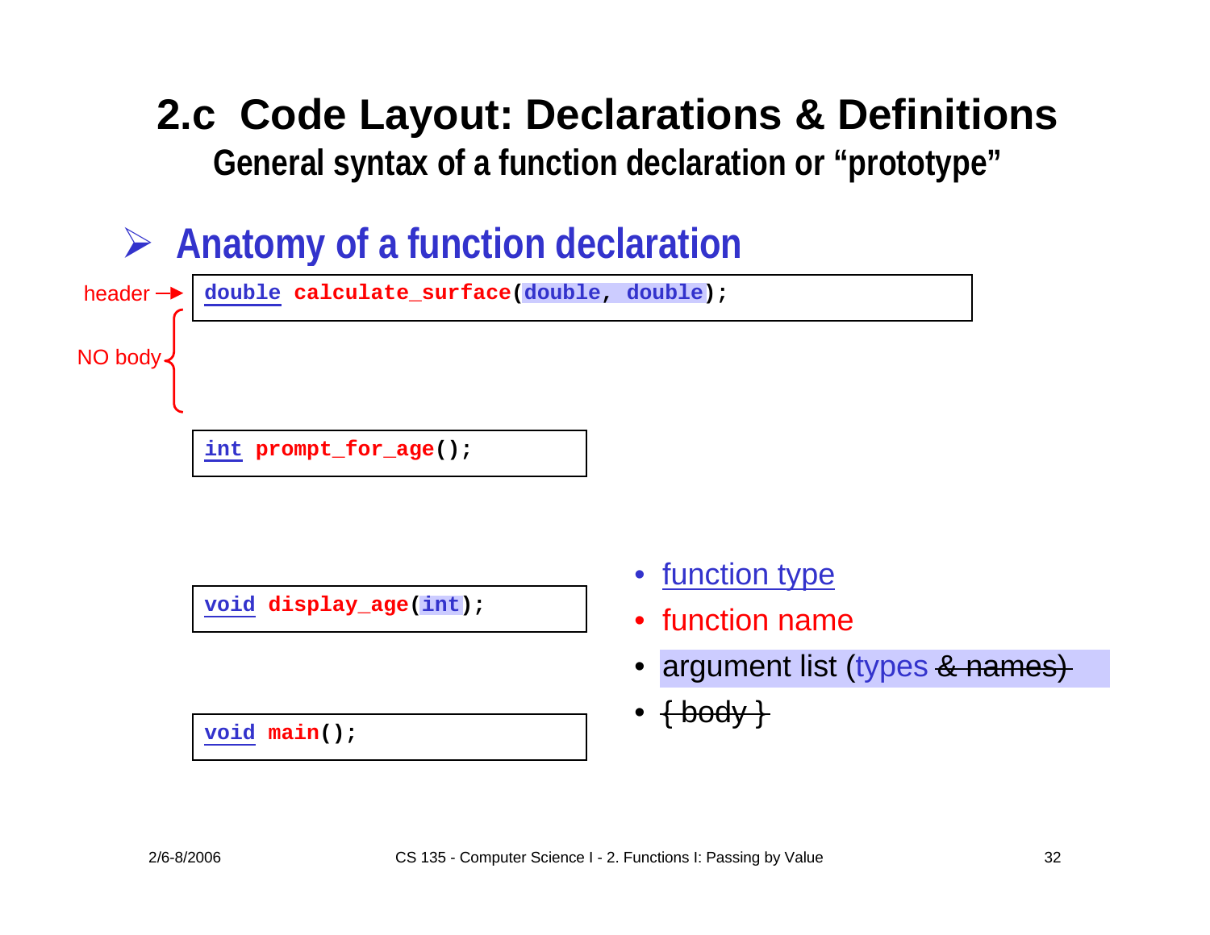## 2.c Code Layout: Declarations & Definitions

### General syntax of a function declaration or "prototype"

- **Anatomy of a function declaration**

header → 

```
double calculate_surface(double, double);
```

NO body

```
int prompt_for_age();
```

```
void display_age(int);
```

```
void main();
```

- function type
- function name
- argument list (types ~~& names)~~
- ~~{ body }~~

2/6-8/2006 CS 135 - Computer Science I - 2. Functions I: Passing by Value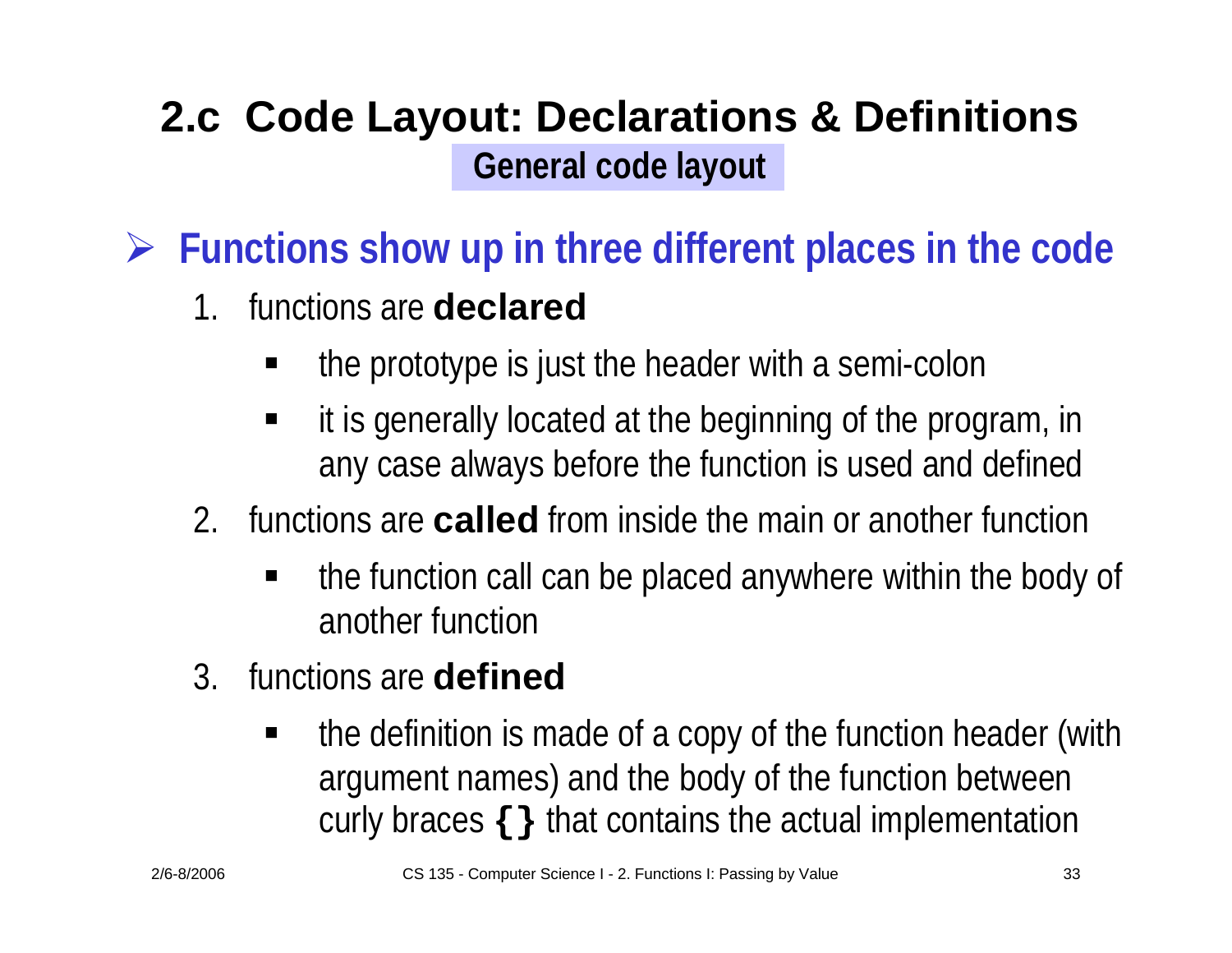# 2.c Code Layout: Declarations & Definitions

## General code layout

- **Functions show up in three different places in the code**
  1. functions are **declared**
     - the prototype is just the header with a semi-colon
     - it is generally located at the beginning of the program, in any case always before the function is used and defined
  2. functions are **called** from inside the main or another function
     - the function call can be placed anywhere within the body of another function
  3. functions are **defined**
     - the definition is made of a copy of the function header (with argument names) and the body of the function between curly braces **{ }** that contains the actual implementation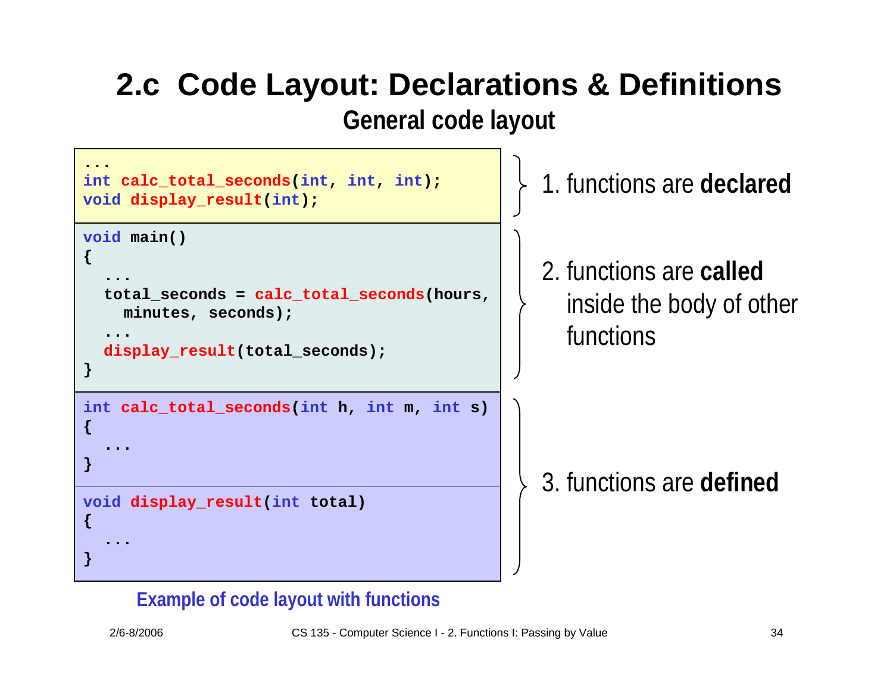# 2.c Code Layout: Declarations & Definitions

## General code layout

```
...
int calc_total_seconds(int, int, int);
void display_result(int);
```

1. functions are **declared**

```
void main()
{
  ...
  total_seconds = calc_total_seconds(hours,
    minutes, seconds);
  ...
  display_result(total_seconds);
}
```

2. functions are **called** inside the body of other functions

```
int calc_total_seconds(int h, int m, int s)
{
  ...
}

void display_result(int total)
{
  ...
}
```

3. functions are **defined**

Example of code layout with functions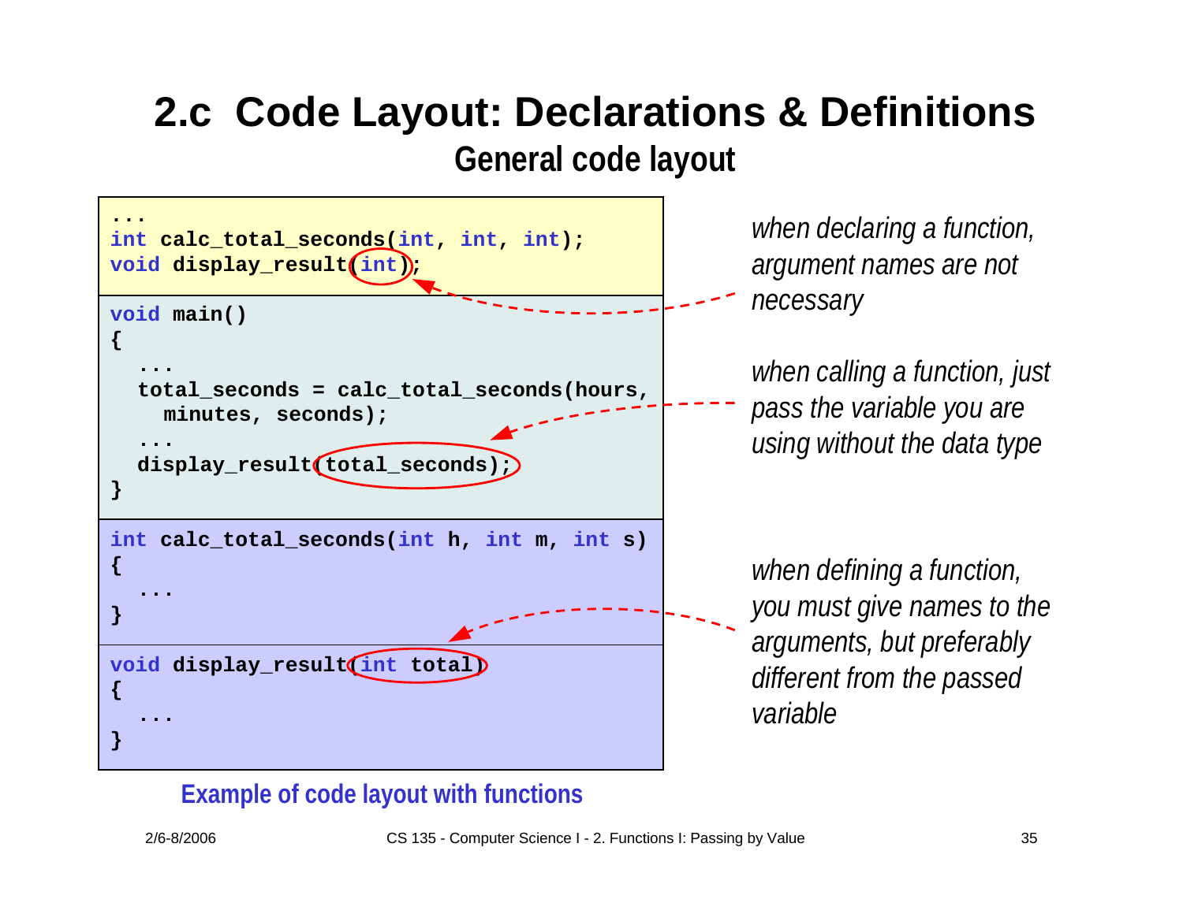# 2.c Code Layout: Declarations & Definitions

## General code layout

```
...
int calc_total_seconds(int, int, int);
void display_result(int);
```

```
void main()
{
  ...
  total_seconds = calc_total_seconds(hours,
    minutes, seconds);
  ...
  display_result(total_seconds);
}
```

```
int calc_total_seconds(int h, int m, int s)
{
  ...
}
```

```
void display_result(int total)
{
  ...
}
```

Example of code layout with functions

*when declaring a function, argument names are not necessary*

*when calling a function, just pass the variable you are using without the data type*

*when defining a function, you must give names to the arguments, but preferably different from the passed variable*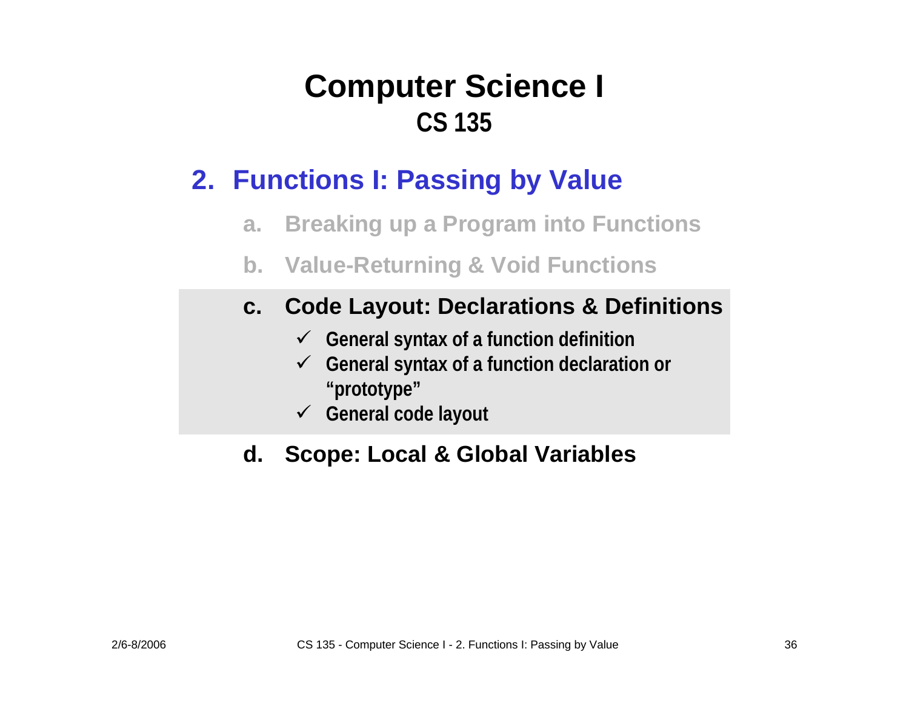# Computer Science I
## CS 135

## 2. Functions I: Passing by Value

a. Breaking up a Program into Functions

b. Value-Returning & Void Functions

c. **Code Layout: Declarations & Definitions**
   - ✓ General syntax of a function definition
   - ✓ General syntax of a function declaration or "prototype"
   - ✓ General code layout

d. **Scope: Local & Global Variables**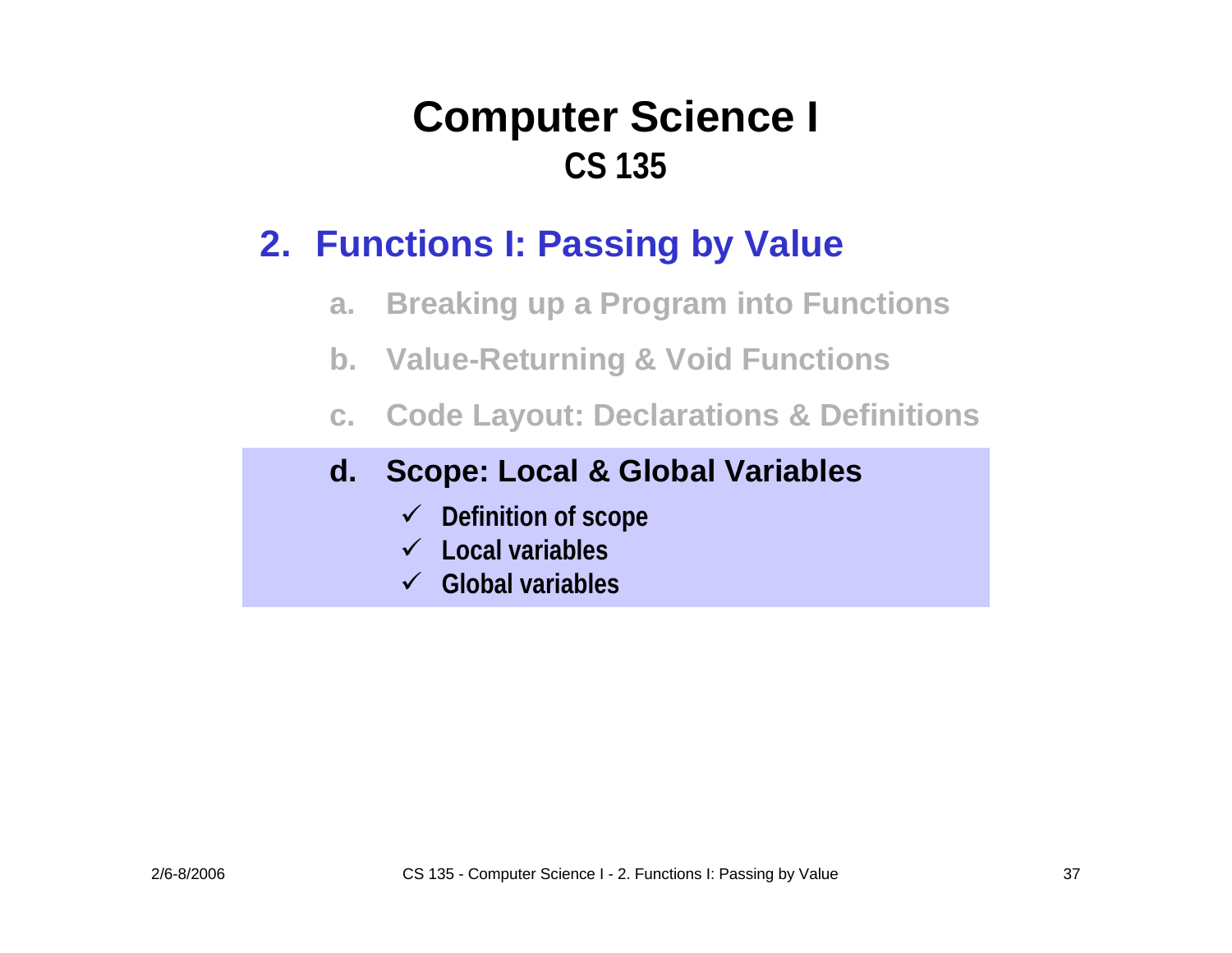# Computer Science I
## CS 135

## 2. Functions I: Passing by Value

a. Breaking up a Program into Functions

b. Value-Returning & Void Functions

c. Code Layout: Declarations & Definitions

**d. Scope: Local & Global Variables**

- ✓ **Definition of scope**
- ✓ **Local variables**
- ✓ **Global variables**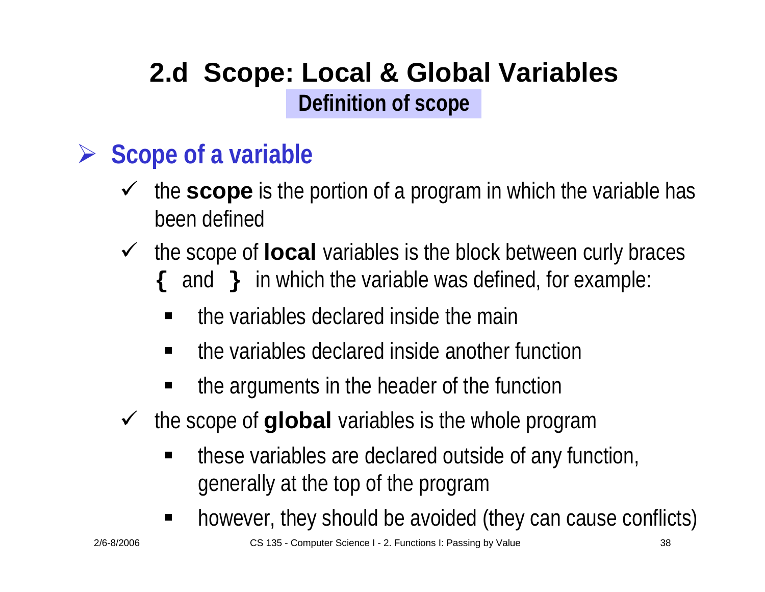# 2.d Scope: Local & Global Variables

## Definition of scope

### Scope of a variable

- the **scope** is the portion of a program in which the variable has been defined
- the scope of **local** variables is the block between curly braces **{** and **}** in which the variable was defined, for example:
  - the variables declared inside the main
  - the variables declared inside another function
  - the arguments in the header of the function
- the scope of **global** variables is the whole program
  - these variables are declared outside of any function, generally at the top of the program
  - however, they should be avoided (they can cause conflicts)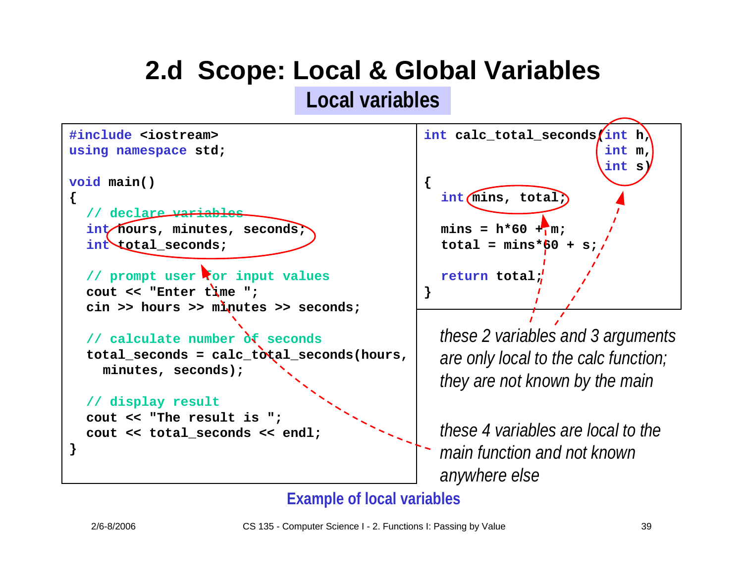# 2.d Scope: Local & Global Variables

## Local variables

```cpp
#include <iostream>
using namespace std;

void main()
{
  // declare variables
  int hours, minutes, seconds;
  int total_seconds;

  // prompt user for input values
  cout << "Enter time ";
  cin >> hours >> minutes >> seconds;

  // calculate number of seconds
  total_seconds = calc_total_seconds(hours,
    minutes, seconds);

  // display result
  cout << "The result is ";
  cout << total_seconds << endl;
}
```

```cpp
int calc_total_seconds(int h,
                       int m,
                       int s)
{
  int mins, total;

  mins = h*60 + m;
  total = mins*60 + s;

  return total;
}
```

*these 2 variables and 3 arguments are only local to the calc function; they are not known by the main*

*these 4 variables are local to the main function and not known anywhere else*

**Example of local variables**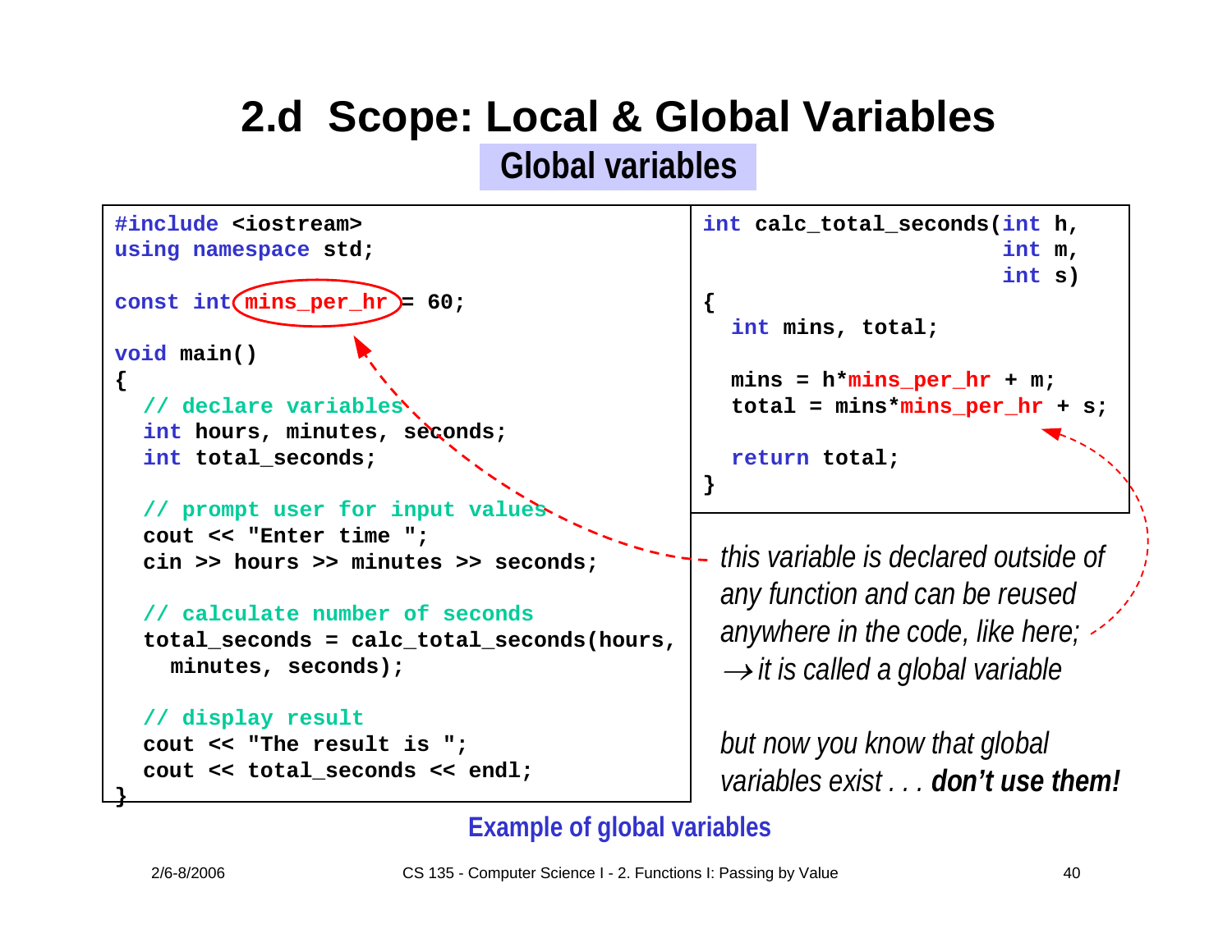# 2.d Scope: Local & Global Variables

## Global variables

```
#include <iostream>
using namespace std;

const int mins_per_hr = 60;

void main()
{
  // declare variables
  int hours, minutes, seconds;
  int total_seconds;

  // prompt user for input values
  cout << "Enter time ";
  cin >> hours >> minutes >> seconds;

  // calculate number of seconds
  total_seconds = calc_total_seconds(hours,
    minutes, seconds);

  // display result
  cout << "The result is ";
  cout << total_seconds << endl;
}
```

```
int calc_total_seconds(int h,
                       int m,
                       int s)
{
  int mins, total;

  mins = h*mins_per_hr + m;
  total = mins*mins_per_hr + s;

  return total;
}
```

*this variable is declared outside of any function and can be reused anywhere in the code, like here;*
*→ it is called a global variable*

*but now you know that global variables exist . . .* ***don't use them!***

**Example of global variables**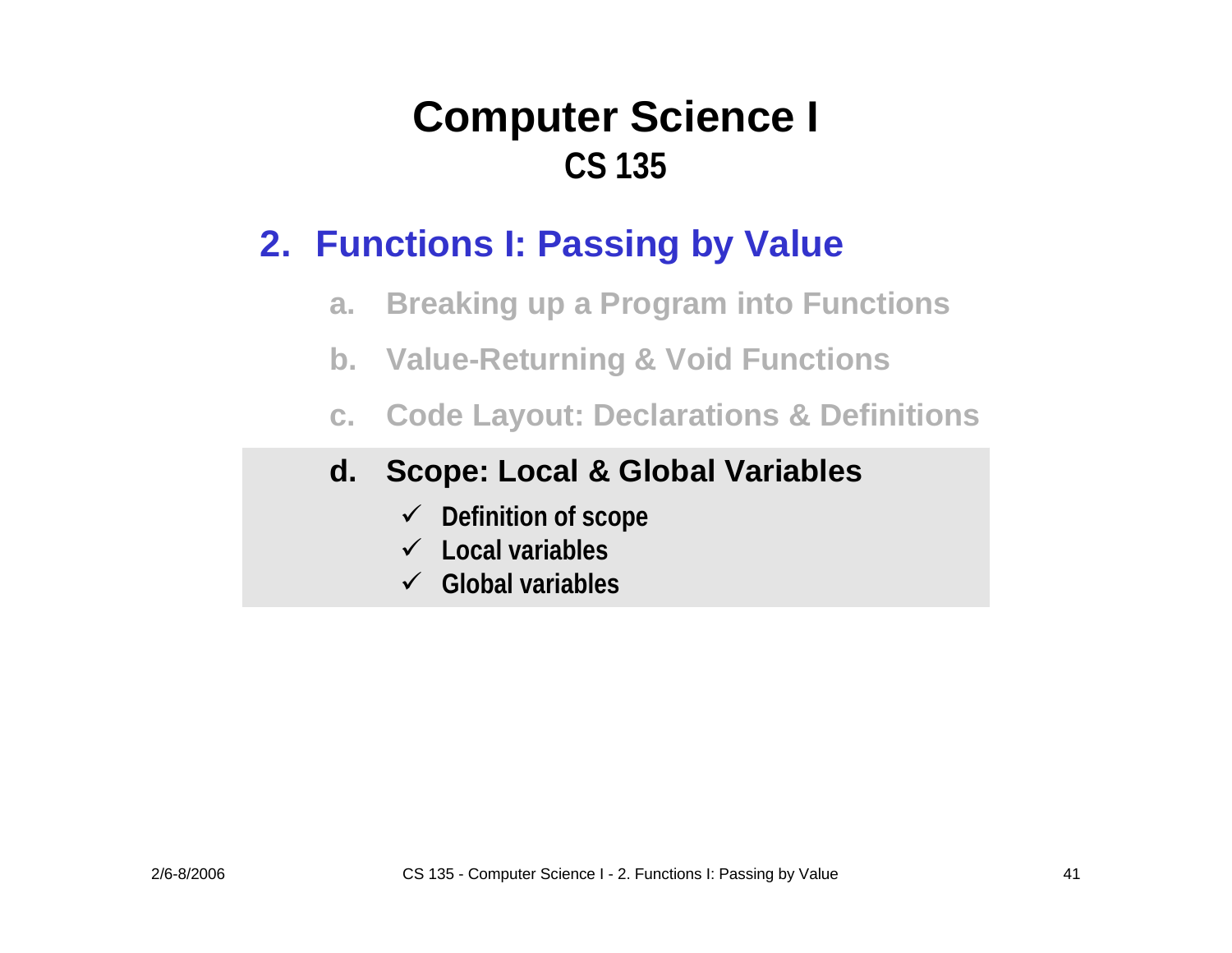# Computer Science I
## CS 135

## 2. Functions I: Passing by Value

a. Breaking up a Program into Functions

b. Value-Returning & Void Functions

c. Code Layout: Declarations & Definitions

**d. Scope: Local & Global Variables**

- ✓ **Definition of scope**
- ✓ **Local variables**
- ✓ **Global variables**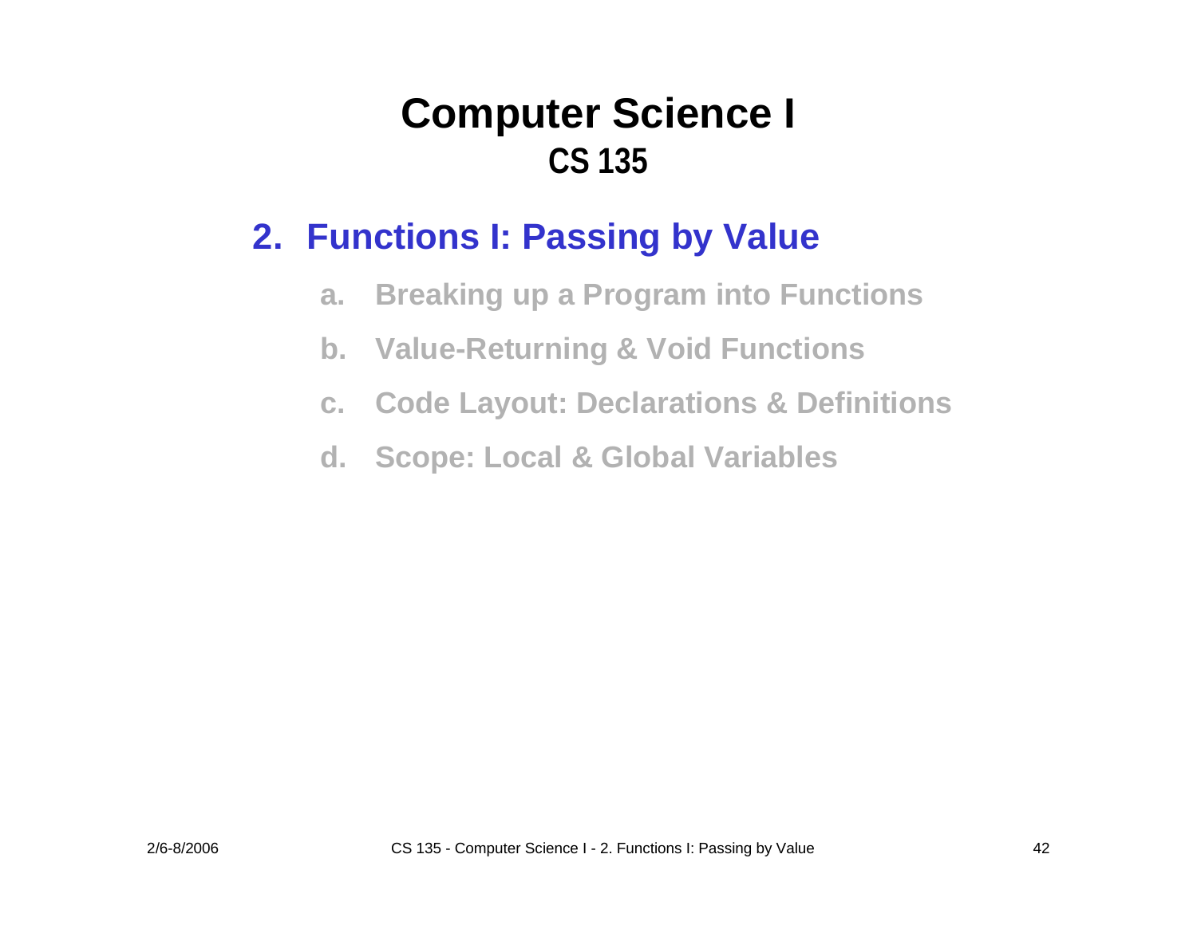# Computer Science I
## CS 135

### 2. Functions I: Passing by Value

a. Breaking up a Program into Functions

b. Value-Returning & Void Functions

c. Code Layout: Declarations & Definitions

d. Scope: Local & Global Variables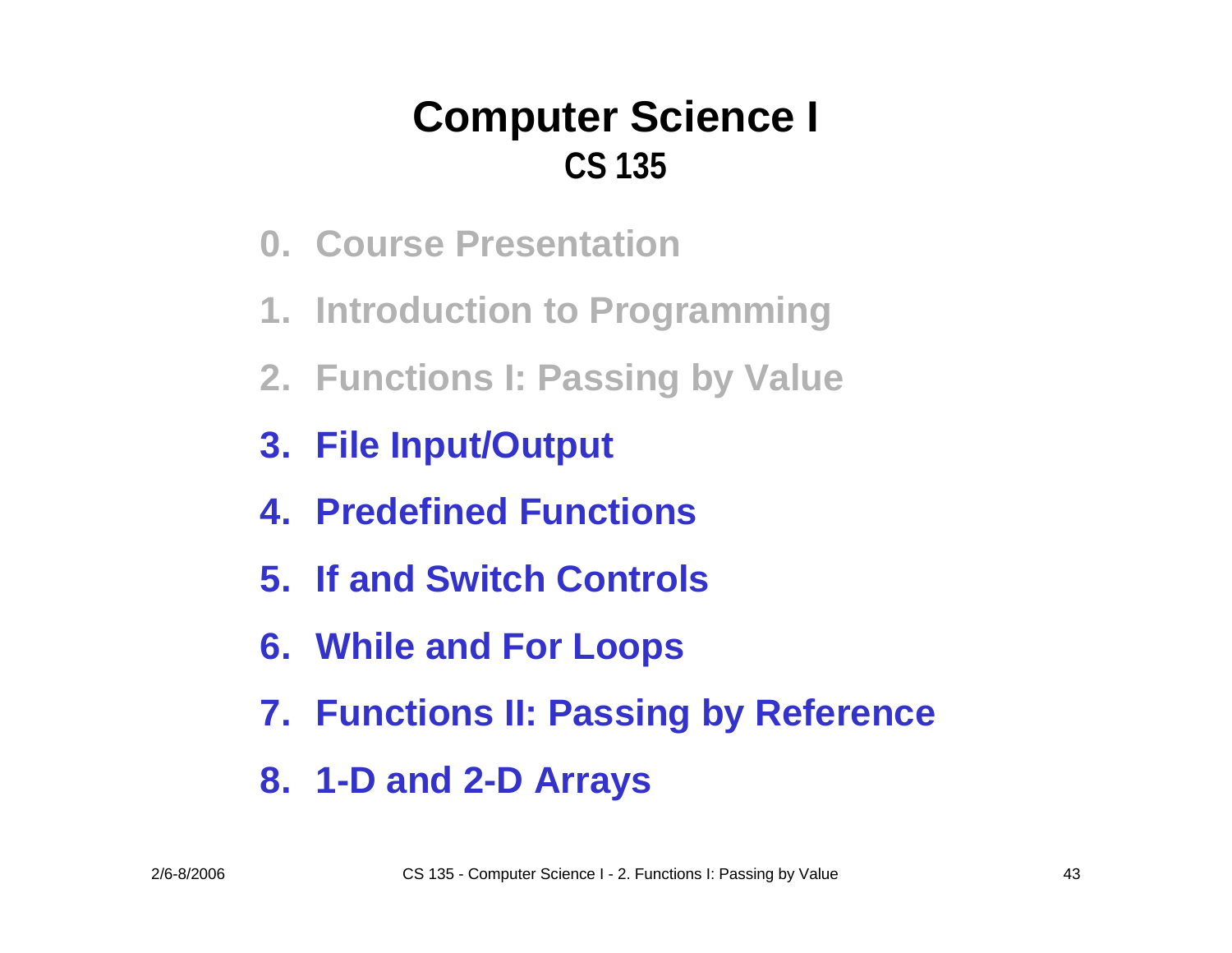# Computer Science I
## CS 135

0. Course Presentation
1. Introduction to Programming
2. Functions I: Passing by Value
3. File Input/Output
4. Predefined Functions
5. If and Switch Controls
6. While and For Loops
7. Functions II: Passing by Reference
8. 1-D and 2-D Arrays